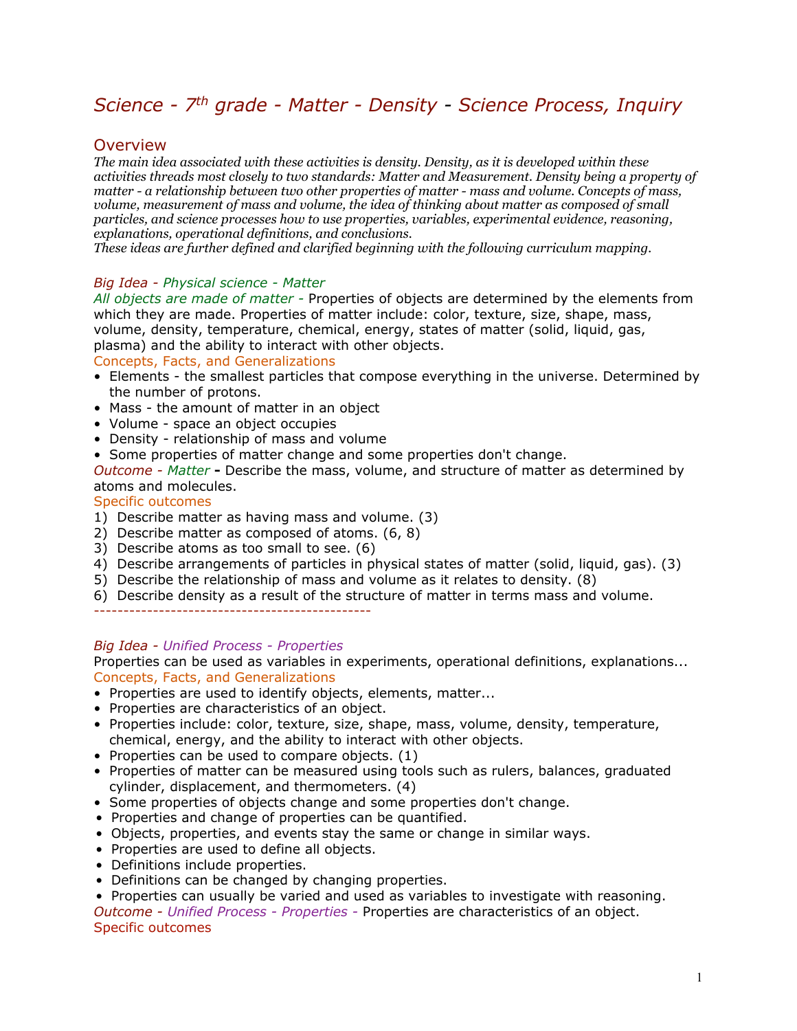# *Science - 7$^{th}$ grade - Matter - Density - Science Process, Inquiry*

## Overview

*The main idea associated with these activities is density. Density, as it is developed within these activities threads most closely to two standards: Matter and Measurement. Density being a property of matter - a relationship between two other properties of matter - mass and volume. Concepts of mass, volume, measurement of mass and volume, the idea of thinking about matter as composed of small particles, and science processes how to use properties, variables, experimental evidence, reasoning, explanations, operational definitions, and conclusions.*
*These ideas are further defined and clarified beginning with the following curriculum mapping.*

*Big Idea - Physical science - Matter*
*All objects are made of matter -* Properties of objects are determined by the elements from which they are made. Properties of matter include: color, texture, size, shape, mass, volume, density, temperature, chemical, energy, states of matter (solid, liquid, gas, plasma) and the ability to interact with other objects.
Concepts, Facts, and Generalizations

- Elements - the smallest particles that compose everything in the universe. Determined by the number of protons.
- Mass - the amount of matter in an object
- Volume - space an object occupies
- Density - relationship of mass and volume
- Some properties of matter change and some properties don't change.

*Outcome - Matter* **-** Describe the mass, volume, and structure of matter as determined by atoms and molecules.
Specific outcomes

1) Describe matter as having mass and volume. (3)
2) Describe matter as composed of atoms. (6, 8)
3) Describe atoms as too small to see. (6)
4) Describe arrangements of particles in physical states of matter (solid, liquid, gas). (3)
5) Describe the relationship of mass and volume as it relates to density. (8)
6) Describe density as a result of the structure of matter in terms mass and volume.

-----------------------------------------------

*Big Idea - Unified Process - Properties*
Properties can be used as variables in experiments, operational definitions, explanations...
Concepts, Facts, and Generalizations

- Properties are used to identify objects, elements, matter...
- Properties are characteristics of an object.
- Properties include: color, texture, size, shape, mass, volume, density, temperature, chemical, energy, and the ability to interact with other objects.
- Properties can be used to compare objects. (1)
- Properties of matter can be measured using tools such as rulers, balances, graduated cylinder, displacement, and thermometers. (4)
- Some properties of objects change and some properties don't change.
- Properties and change of properties can be quantified.
- Objects, properties, and events stay the same or change in similar ways.
- Properties are used to define all objects.
- Definitions include properties.
- Definitions can be changed by changing properties.
- Properties can usually be varied and used as variables to investigate with reasoning.

*Outcome - Unified Process - Properties -* Properties are characteristics of an object.
Specific outcomes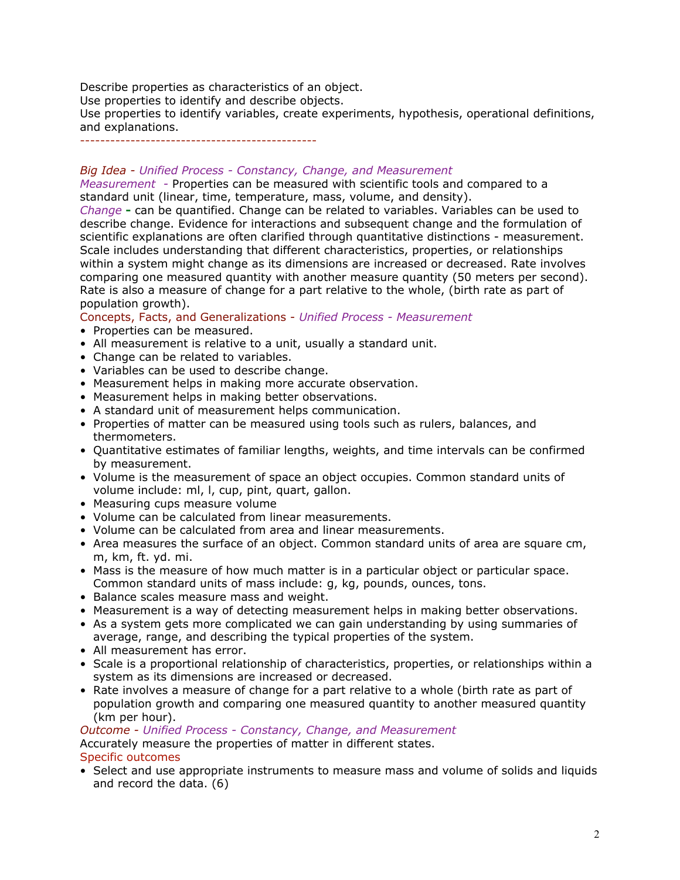Describe properties as characteristics of an object.
Use properties to identify and describe objects.
Use properties to identify variables, create experiments, hypothesis, operational definitions, and explanations.

-----------------------------------------------

*Big Idea - Unified Process - Constancy, Change, and Measurement*

*Measurement -* Properties can be measured with scientific tools and compared to a standard unit (linear, time, temperature, mass, volume, and density).

*Change* **-** can be quantified. Change can be related to variables. Variables can be used to describe change. Evidence for interactions and subsequent change and the formulation of scientific explanations are often clarified through quantitative distinctions - measurement. Scale includes understanding that different characteristics, properties, or relationships within a system might change as its dimensions are increased or decreased. Rate involves comparing one measured quantity with another measure quantity (50 meters per second). Rate is also a measure of change for a part relative to the whole, (birth rate as part of population growth).

Concepts, Facts, and Generalizations - *Unified Process - Measurement*

- Properties can be measured.
- All measurement is relative to a unit, usually a standard unit.
- Change can be related to variables.
- Variables can be used to describe change.
- Measurement helps in making more accurate observation.
- Measurement helps in making better observations.
- A standard unit of measurement helps communication.
- Properties of matter can be measured using tools such as rulers, balances, and thermometers.
- Quantitative estimates of familiar lengths, weights, and time intervals can be confirmed by measurement.
- Volume is the measurement of space an object occupies. Common standard units of volume include: ml, l, cup, pint, quart, gallon.
- Measuring cups measure volume
- Volume can be calculated from linear measurements.
- Volume can be calculated from area and linear measurements.
- Area measures the surface of an object. Common standard units of area are square cm, m, km, ft. yd. mi.
- Mass is the measure of how much matter is in a particular object or particular space. Common standard units of mass include: g, kg, pounds, ounces, tons.
- Balance scales measure mass and weight.
- Measurement is a way of detecting measurement helps in making better observations.
- As a system gets more complicated we can gain understanding by using summaries of average, range, and describing the typical properties of the system.
- All measurement has error.
- Scale is a proportional relationship of characteristics, properties, or relationships within a system as its dimensions are increased or decreased.
- Rate involves a measure of change for a part relative to a whole (birth rate as part of population growth and comparing one measured quantity to another measured quantity (km per hour).

*Outcome - Unified Process - Constancy, Change, and Measurement*

Accurately measure the properties of matter in different states.

Specific outcomes

- Select and use appropriate instruments to measure mass and volume of solids and liquids and record the data. (6)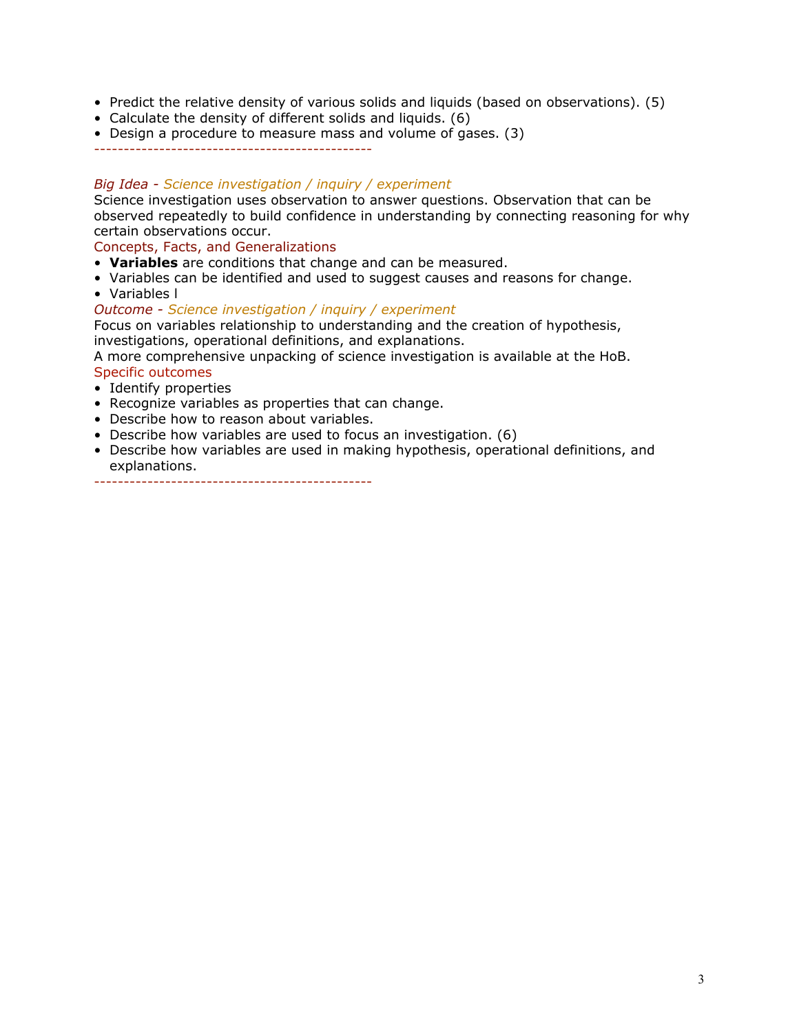- Predict the relative density of various solids and liquids (based on observations). (5)
- Calculate the density of different solids and liquids. (6)
- Design a procedure to measure mass and volume of gases. (3)

----------------------------------------------

*Big Idea - Science investigation / inquiry / experiment*

Science investigation uses observation to answer questions. Observation that can be observed repeatedly to build confidence in understanding by connecting reasoning for why certain observations occur.

Concepts, Facts, and Generalizations

- **Variables** are conditions that change and can be measured.
- Variables can be identified and used to suggest causes and reasons for change.
- Variables l

*Outcome - Science investigation / inquiry / experiment*

Focus on variables relationship to understanding and the creation of hypothesis, investigations, operational definitions, and explanations.

A more comprehensive unpacking of science investigation is available at the HoB.

Specific outcomes

- Identify properties
- Recognize variables as properties that can change.
- Describe how to reason about variables.
- Describe how variables are used to focus an investigation. (6)
- Describe how variables are used in making hypothesis, operational definitions, and explanations.

----------------------------------------------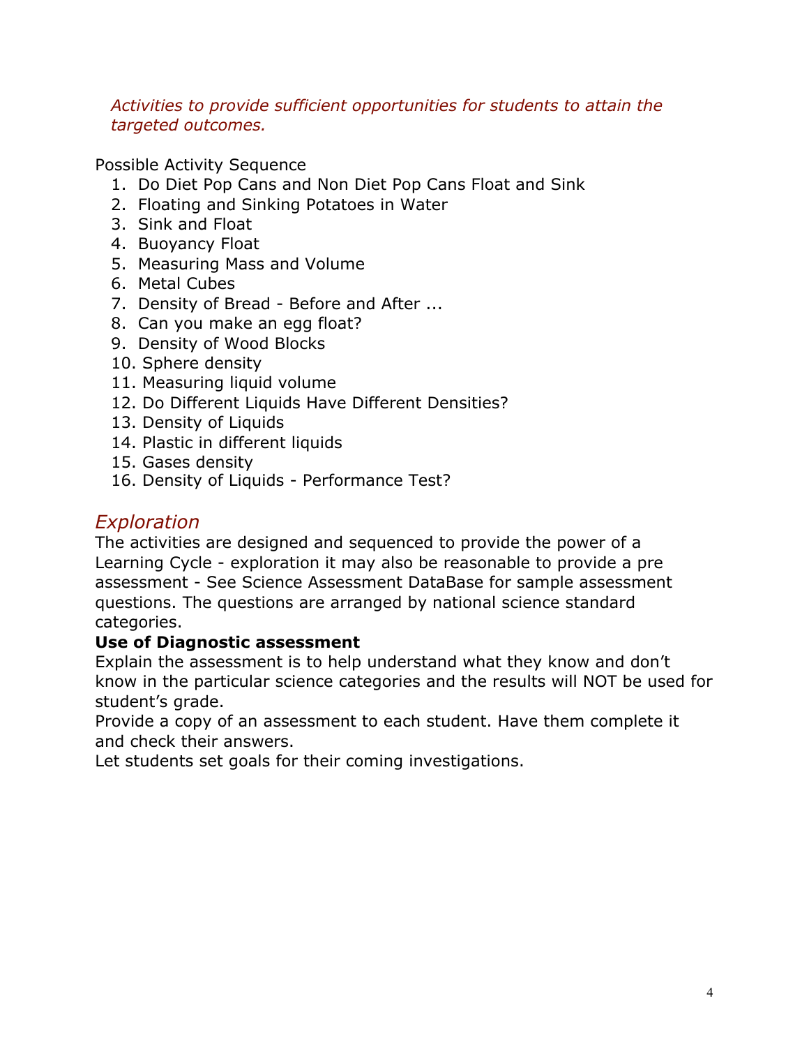*Activities to provide sufficient opportunities for students to attain the targeted outcomes.*

Possible Activity Sequence

1. Do Diet Pop Cans and Non Diet Pop Cans Float and Sink
2. Floating and Sinking Potatoes in Water
3. Sink and Float
4. Buoyancy Float
5. Measuring Mass and Volume
6. Metal Cubes
7. Density of Bread - Before and After ...
8. Can you make an egg float?
9. Density of Wood Blocks
10. Sphere density
11. Measuring liquid volume
12. Do Different Liquids Have Different Densities?
13. Density of Liquids
14. Plastic in different liquids
15. Gases density
16. Density of Liquids - Performance Test?

## *Exploration*

The activities are designed and sequenced to provide the power of a Learning Cycle - exploration it may also be reasonable to provide a pre assessment - See Science Assessment DataBase for sample assessment questions. The questions are arranged by national science standard categories.

**Use of Diagnostic assessment**

Explain the assessment is to help understand what they know and don't know in the particular science categories and the results will NOT be used for student's grade.

Provide a copy of an assessment to each student. Have them complete it and check their answers.

Let students set goals for their coming investigations.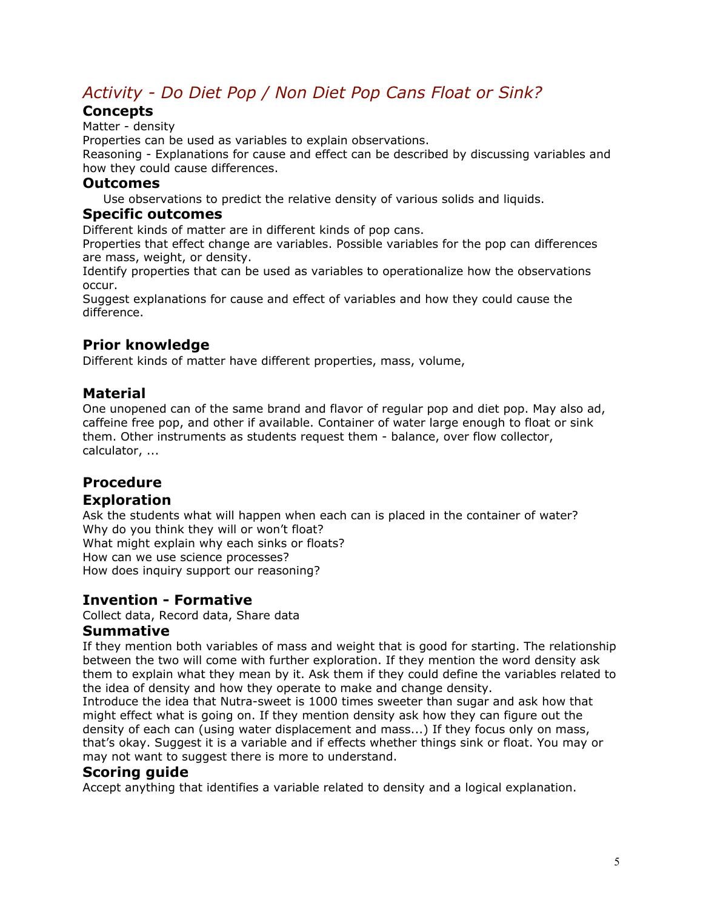## *Activity - Do Diet Pop / Non Diet Pop Cans Float or Sink?*

### Concepts

Matter - density

Properties can be used as variables to explain observations.

Reasoning - Explanations for cause and effect can be described by discussing variables and how they could cause differences.

### Outcomes

Use observations to predict the relative density of various solids and liquids.

### Specific outcomes

Different kinds of matter are in different kinds of pop cans.

Properties that effect change are variables. Possible variables for the pop can differences are mass, weight, or density.

Identify properties that can be used as variables to operationalize how the observations occur.

Suggest explanations for cause and effect of variables and how they could cause the difference.

### Prior knowledge

Different kinds of matter have different properties, mass, volume,

### Material

One unopened can of the same brand and flavor of regular pop and diet pop. May also ad, caffeine free pop, and other if available. Container of water large enough to float or sink them. Other instruments as students request them - balance, over flow collector, calculator, ...

### Procedure

### Exploration

Ask the students what will happen when each can is placed in the container of water?

Why do you think they will or won't float?

What might explain why each sinks or floats?

How can we use science processes?

How does inquiry support our reasoning?

### Invention - Formative

Collect data, Record data, Share data

### Summative

If they mention both variables of mass and weight that is good for starting. The relationship between the two will come with further exploration. If they mention the word density ask them to explain what they mean by it. Ask them if they could define the variables related to the idea of density and how they operate to make and change density.

Introduce the idea that Nutra-sweet is 1000 times sweeter than sugar and ask how that might effect what is going on. If they mention density ask how they can figure out the density of each can (using water displacement and mass...) If they focus only on mass, that's okay. Suggest it is a variable and if effects whether things sink or float. You may or may not want to suggest there is more to understand.

### Scoring guide

Accept anything that identifies a variable related to density and a logical explanation.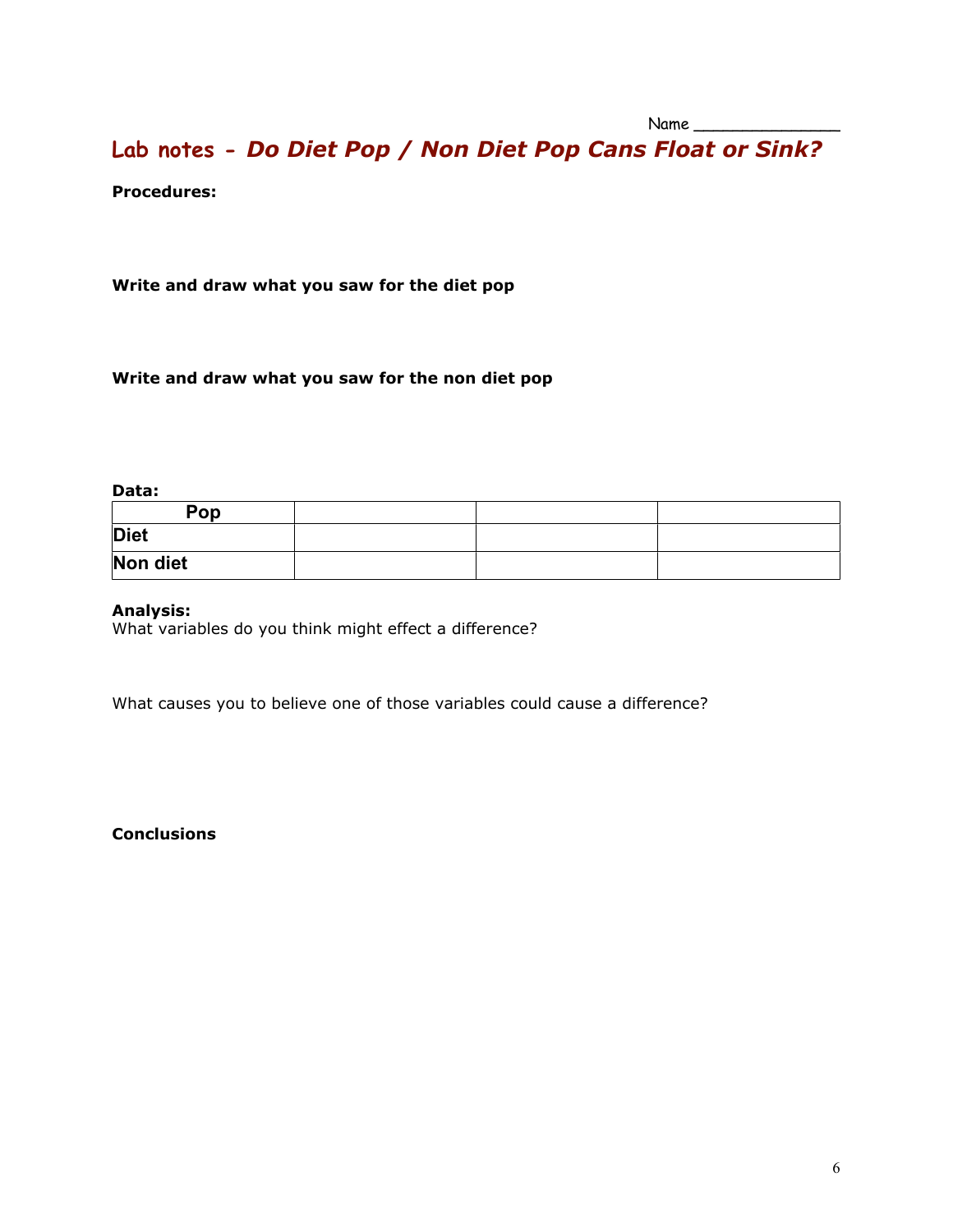Name _______________

# Lab notes - *Do Diet Pop / Non Diet Pop Cans Float or Sink?*

**Procedures:**

**Write and draw what you saw for the diet pop**

**Write and draw what you saw for the non diet pop**

**Data:**

| Pop | | | |
|---|---|---|---|
| Diet | | | |
| Non diet | | | |

**Analysis:**

What variables do you think might effect a difference?

What causes you to believe one of those variables could cause a difference?

**Conclusions**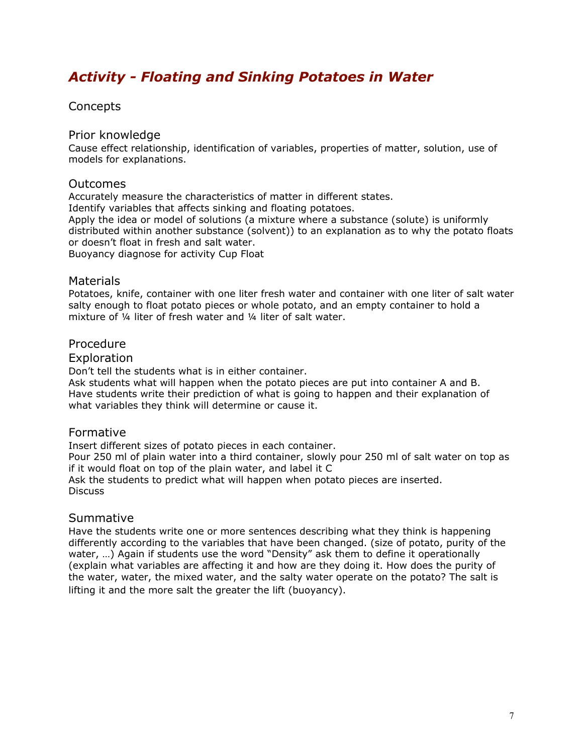# *Activity - Floating and Sinking Potatoes in Water*

## Concepts

### Prior knowledge

Cause effect relationship, identification of variables, properties of matter, solution, use of models for explanations.

### Outcomes

Accurately measure the characteristics of matter in different states.
Identify variables that affects sinking and floating potatoes.
Apply the idea or model of solutions (a mixture where a substance (solute) is uniformly distributed within another substance (solvent)) to an explanation as to why the potato floats or doesn't float in fresh and salt water.
Buoyancy diagnose for activity Cup Float

### Materials

Potatoes, knife, container with one liter fresh water and container with one liter of salt water salty enough to float potato pieces or whole potato, and an empty container to hold a mixture of ¼ liter of fresh water and ¼ liter of salt water.

### Procedure

#### Exploration

Don't tell the students what is in either container.
Ask students what will happen when the potato pieces are put into container A and B.
Have students write their prediction of what is going to happen and their explanation of what variables they think will determine or cause it.

### Formative

Insert different sizes of potato pieces in each container.
Pour 250 ml of plain water into a third container, slowly pour 250 ml of salt water on top as if it would float on top of the plain water, and label it C
Ask the students to predict what will happen when potato pieces are inserted.
Discuss

### Summative

Have the students write one or more sentences describing what they think is happening differently according to the variables that have been changed. (size of potato, purity of the water, …) Again if students use the word "Density" ask them to define it operationally (explain what variables are affecting it and how are they doing it. How does the purity of the water, water, the mixed water, and the salty water operate on the potato? The salt is lifting it and the more salt the greater the lift (buoyancy).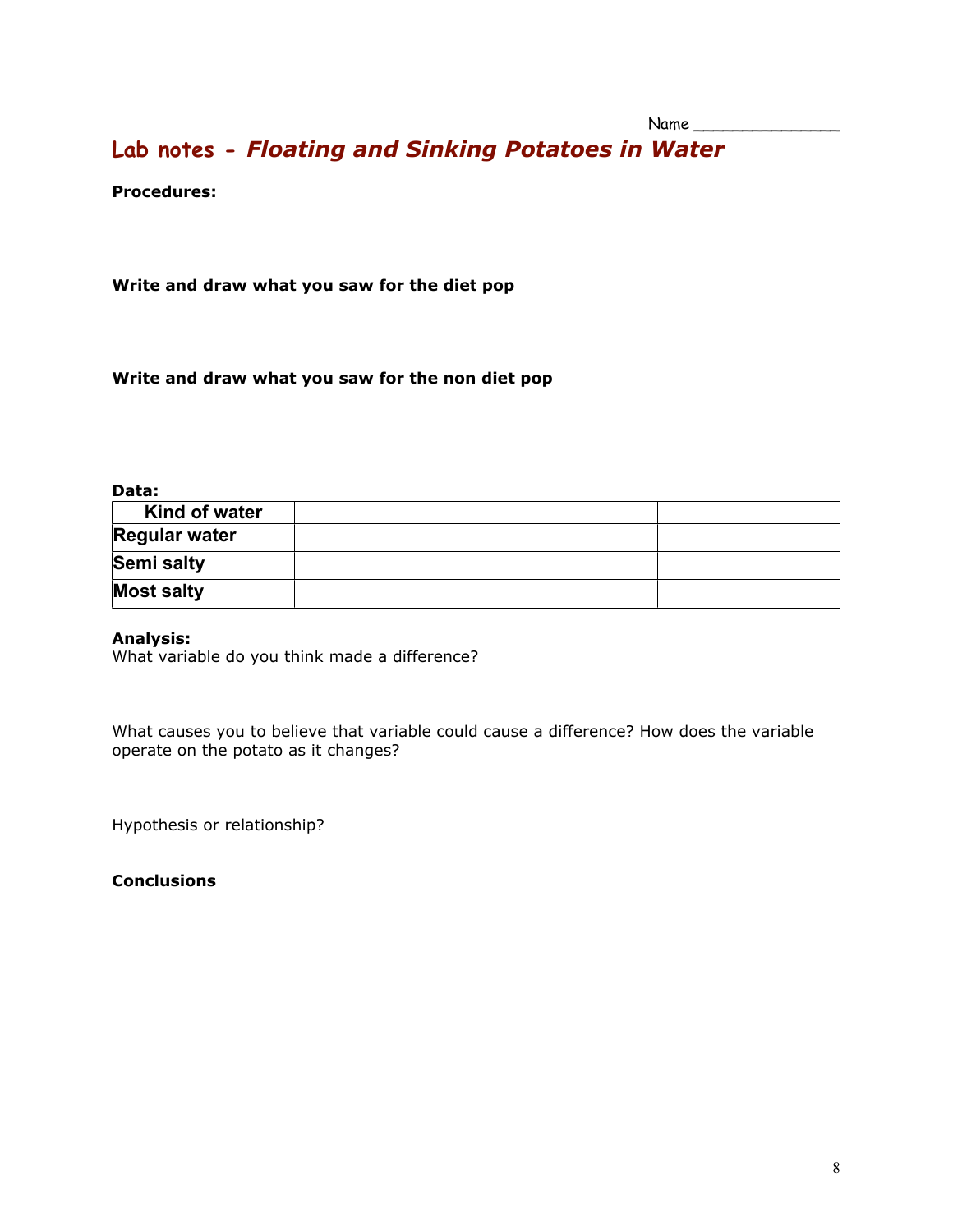Name _______________

# Lab notes - *Floating and Sinking Potatoes in Water*

**Procedures:**

**Write and draw what you saw for the diet pop**

**Write and draw what you saw for the non diet pop**

**Data:**

| Kind of water | | | |
|---|---|---|---|
| **Regular water** | | | |
| **Semi salty** | | | |
| **Most salty** | | | |

**Analysis:**

What variable do you think made a difference?

What causes you to believe that variable could cause a difference? How does the variable operate on the potato as it changes?

Hypothesis or relationship?

**Conclusions**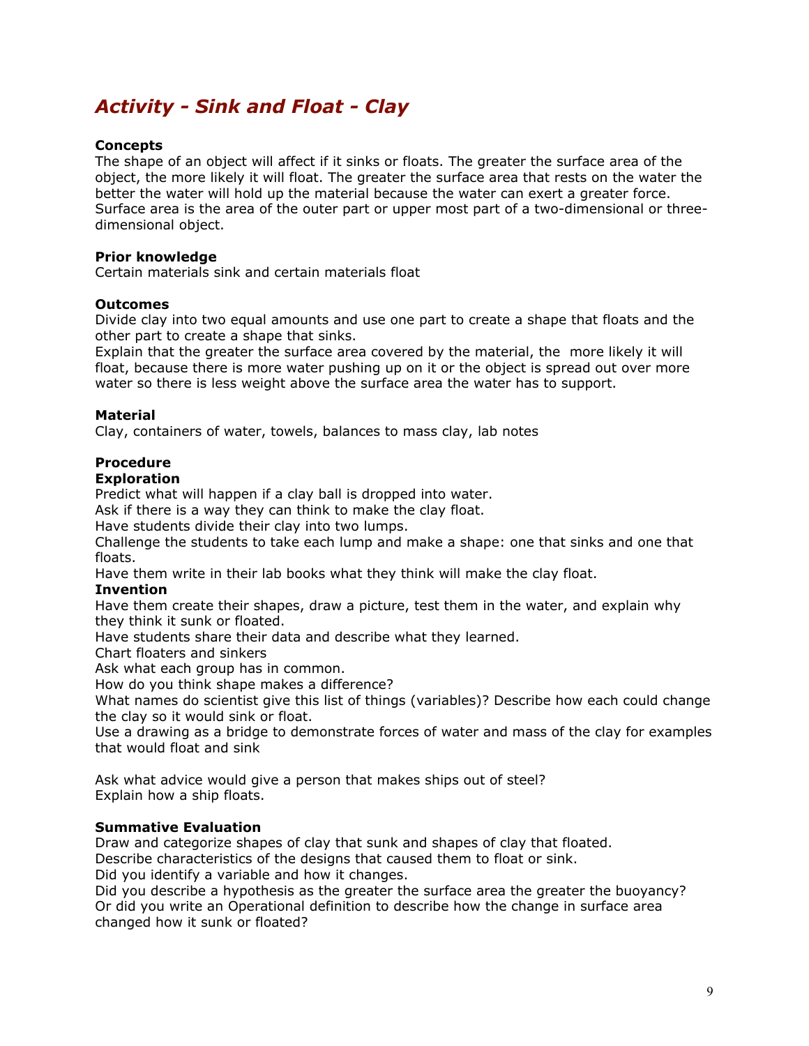## *Activity - Sink and Float - Clay*

**Concepts**
The shape of an object will affect if it sinks or floats. The greater the surface area of the object, the more likely it will float. The greater the surface area that rests on the water the better the water will hold up the material because the water can exert a greater force. Surface area is the area of the outer part or upper most part of a two-dimensional or three-dimensional object.

**Prior knowledge**
Certain materials sink and certain materials float

**Outcomes**
Divide clay into two equal amounts and use one part to create a shape that floats and the other part to create a shape that sinks.
Explain that the greater the surface area covered by the material, the more likely it will float, because there is more water pushing up on it or the object is spread out over more water so there is less weight above the surface area the water has to support.

**Material**
Clay, containers of water, towels, balances to mass clay, lab notes

**Procedure**
**Exploration**
Predict what will happen if a clay ball is dropped into water.
Ask if there is a way they can think to make the clay float.
Have students divide their clay into two lumps.
Challenge the students to take each lump and make a shape: one that sinks and one that floats.
Have them write in their lab books what they think will make the clay float.
**Invention**
Have them create their shapes, draw a picture, test them in the water, and explain why they think it sunk or floated.
Have students share their data and describe what they learned.
Chart floaters and sinkers
Ask what each group has in common.
How do you think shape makes a difference?
What names do scientist give this list of things (variables)? Describe how each could change the clay so it would sink or float.
Use a drawing as a bridge to demonstrate forces of water and mass of the clay for examples that would float and sink

Ask what advice would give a person that makes ships out of steel?
Explain how a ship floats.

**Summative Evaluation**
Draw and categorize shapes of clay that sunk and shapes of clay that floated.
Describe characteristics of the designs that caused them to float or sink.
Did you identify a variable and how it changes.
Did you describe a hypothesis as the greater the surface area the greater the buoyancy?
Or did you write an Operational definition to describe how the change in surface area changed how it sunk or floated?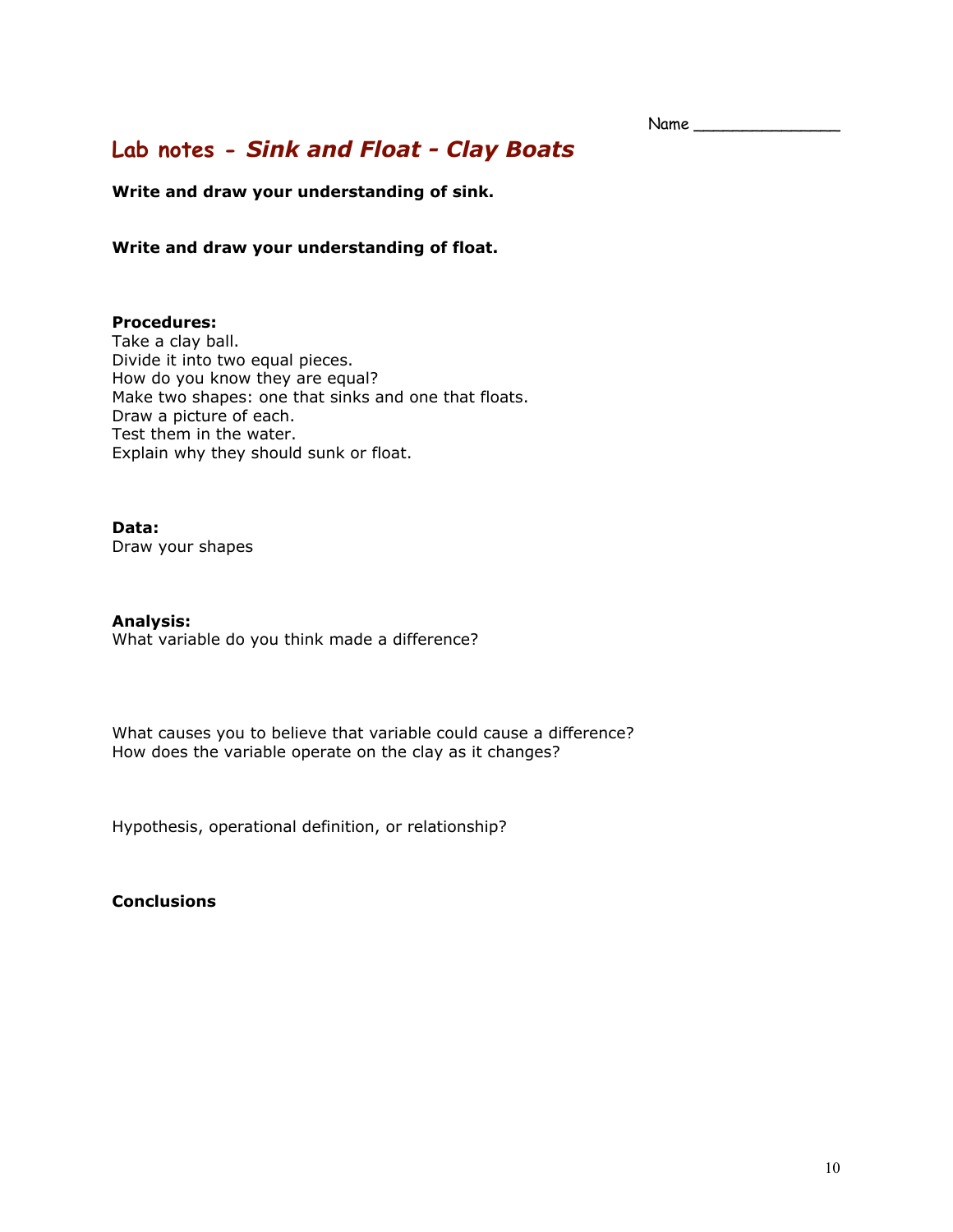Name _______________

# Lab notes - *Sink and Float - Clay Boats*

**Write and draw your understanding of sink.**

**Write and draw your understanding of float.**

**Procedures:**
Take a clay ball.
Divide it into two equal pieces.
How do you know they are equal?
Make two shapes: one that sinks and one that floats.
Draw a picture of each.
Test them in the water.
Explain why they should sunk or float.

**Data:**
Draw your shapes

**Analysis:**
What variable do you think made a difference?

What causes you to believe that variable could cause a difference?
How does the variable operate on the clay as it changes?

Hypothesis, operational definition, or relationship?

**Conclusions**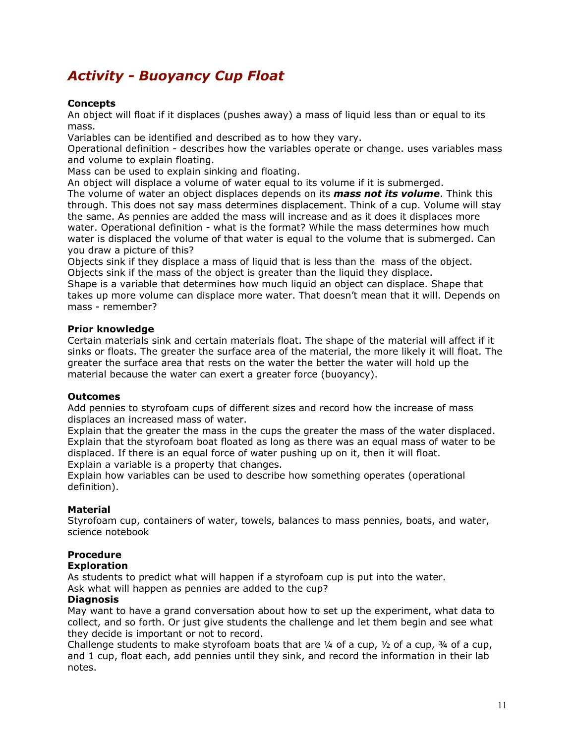# *Activity - Buoyancy Cup Float*

**Concepts**

An object will float if it displaces (pushes away) a mass of liquid less than or equal to its mass.

Variables can be identified and described as to how they vary.

Operational definition - describes how the variables operate or change. uses variables mass and volume to explain floating.

Mass can be used to explain sinking and floating.

An object will displace a volume of water equal to its volume if it is submerged.

The volume of water an object displaces depends on its ***mass not its volume***. Think this through. This does not say mass determines displacement. Think of a cup. Volume will stay the same. As pennies are added the mass will increase and as it does it displaces more water. Operational definition - what is the format? While the mass determines how much water is displaced the volume of that water is equal to the volume that is submerged. Can you draw a picture of this?

Objects sink if they displace a mass of liquid that is less than the mass of the object.

Objects sink if the mass of the object is greater than the liquid they displace.

Shape is a variable that determines how much liquid an object can displace. Shape that takes up more volume can displace more water. That doesn't mean that it will. Depends on mass - remember?

**Prior knowledge**

Certain materials sink and certain materials float. The shape of the material will affect if it sinks or floats. The greater the surface area of the material, the more likely it will float. The greater the surface area that rests on the water the better the water will hold up the material because the water can exert a greater force (buoyancy).

**Outcomes**

Add pennies to styrofoam cups of different sizes and record how the increase of mass displaces an increased mass of water.

Explain that the greater the mass in the cups the greater the mass of the water displaced.

Explain that the styrofoam boat floated as long as there was an equal mass of water to be displaced. If there is an equal force of water pushing up on it, then it will float.

Explain a variable is a property that changes.

Explain how variables can be used to describe how something operates (operational definition).

**Material**

Styrofoam cup, containers of water, towels, balances to mass pennies, boats, and water, science notebook

**Procedure**

**Exploration**

As students to predict what will happen if a styrofoam cup is put into the water.

Ask what will happen as pennies are added to the cup?

**Diagnosis**

May want to have a grand conversation about how to set up the experiment, what data to collect, and so forth. Or just give students the challenge and let them begin and see what they decide is important or not to record.

Challenge students to make styrofoam boats that are ¼ of a cup, ½ of a cup, ¾ of a cup, and 1 cup, float each, add pennies until they sink, and record the information in their lab notes.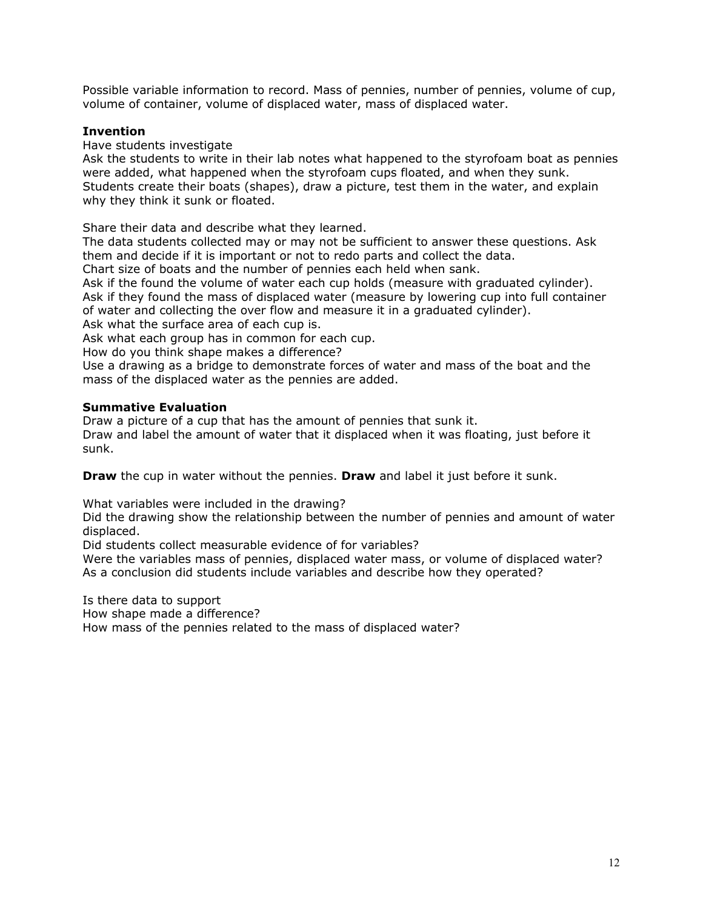Possible variable information to record. Mass of pennies, number of pennies, volume of cup, volume of container, volume of displaced water, mass of displaced water.

**Invention**

Have students investigate

Ask the students to write in their lab notes what happened to the styrofoam boat as pennies were added, what happened when the styrofoam cups floated, and when they sunk. Students create their boats (shapes), draw a picture, test them in the water, and explain why they think it sunk or floated.

Share their data and describe what they learned.

The data students collected may or may not be sufficient to answer these questions. Ask them and decide if it is important or not to redo parts and collect the data.

Chart size of boats and the number of pennies each held when sank.

Ask if the found the volume of water each cup holds (measure with graduated cylinder).

Ask if they found the mass of displaced water (measure by lowering cup into full container of water and collecting the over flow and measure it in a graduated cylinder).

Ask what the surface area of each cup is.

Ask what each group has in common for each cup.

How do you think shape makes a difference?

Use a drawing as a bridge to demonstrate forces of water and mass of the boat and the mass of the displaced water as the pennies are added.

**Summative Evaluation**

Draw a picture of a cup that has the amount of pennies that sunk it.

Draw and label the amount of water that it displaced when it was floating, just before it sunk.

**Draw** the cup in water without the pennies. **Draw** and label it just before it sunk.

What variables were included in the drawing?

Did the drawing show the relationship between the number of pennies and amount of water displaced.

Did students collect measurable evidence of for variables?

Were the variables mass of pennies, displaced water mass, or volume of displaced water?

As a conclusion did students include variables and describe how they operated?

Is there data to support

How shape made a difference?

How mass of the pennies related to the mass of displaced water?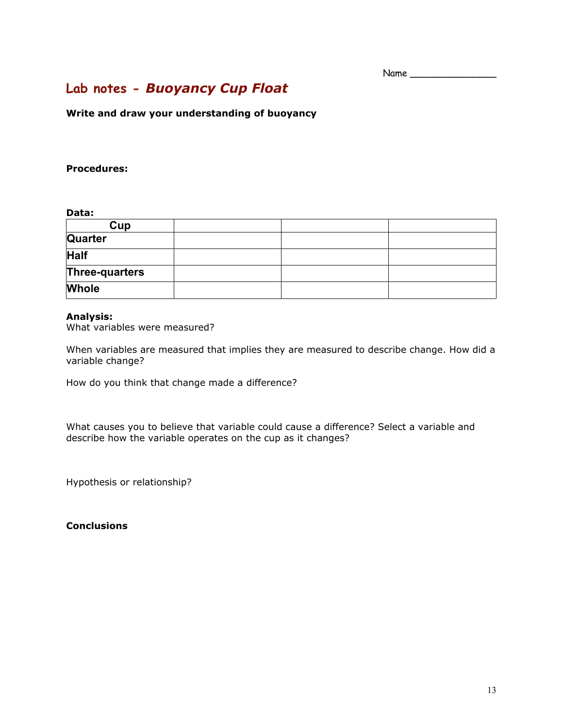Name _______________

# Lab notes - *Buoyancy Cup Float*

**Write and draw your understanding of buoyancy**

**Procedures:**

**Data:**

| Cup | | | |
|---|---|---|---|
| **Quarter** | | | |
| **Half** | | | |
| **Three-quarters** | | | |
| **Whole** | | | |

**Analysis:**
What variables were measured?

When variables are measured that implies they are measured to describe change. How did a variable change?

How do you think that change made a difference?

What causes you to believe that variable could cause a difference? Select a variable and describe how the variable operates on the cup as it changes?

Hypothesis or relationship?

**Conclusions**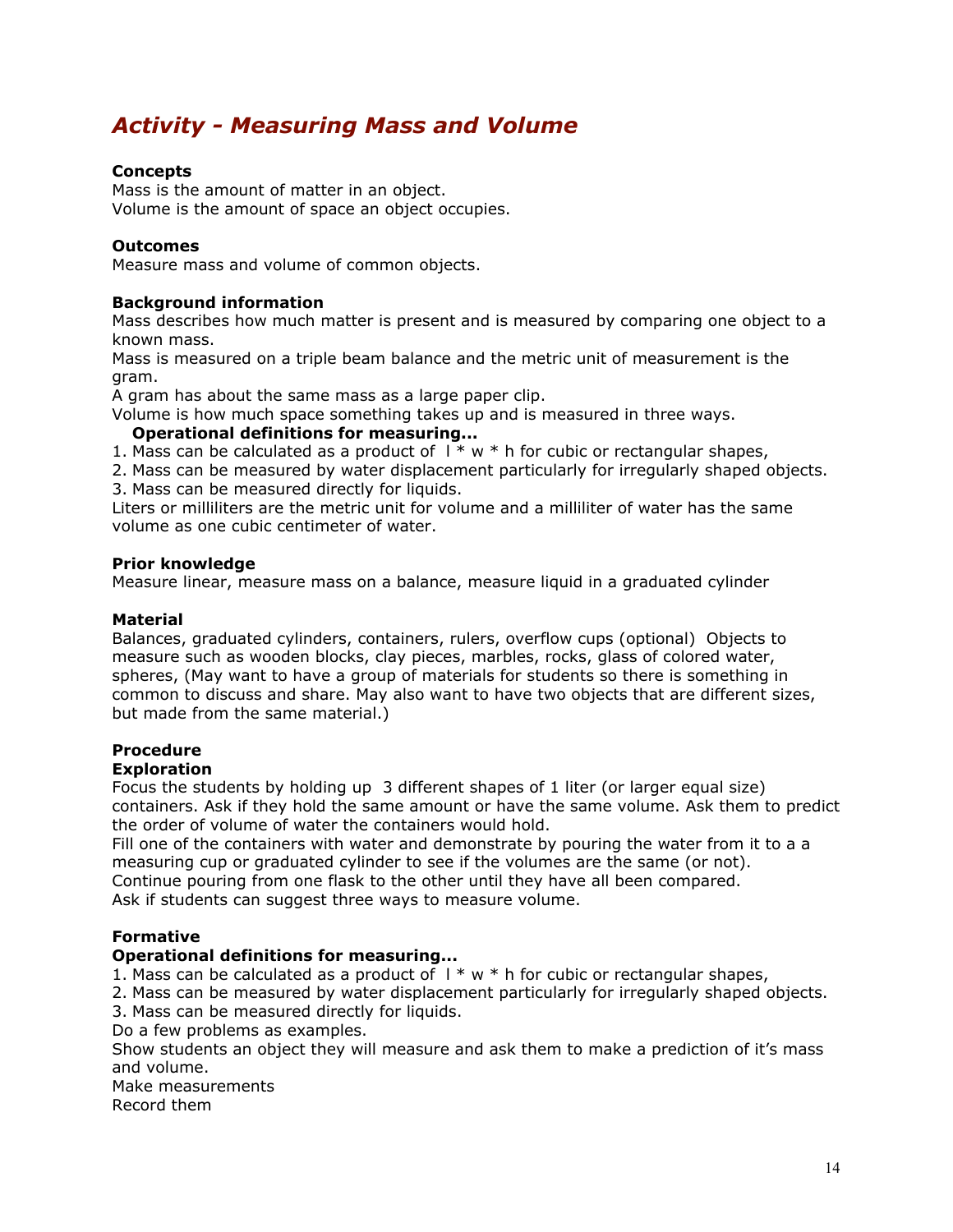# *Activity - Measuring Mass and Volume*

**Concepts**
Mass is the amount of matter in an object.
Volume is the amount of space an object occupies.

**Outcomes**
Measure mass and volume of common objects.

**Background information**
Mass describes how much matter is present and is measured by comparing one object to a known mass.
Mass is measured on a triple beam balance and the metric unit of measurement is the gram.
A gram has about the same mass as a large paper clip.
Volume is how much space something takes up and is measured in three ways.

**Operational definitions for measuring...**

1. Mass can be calculated as a product of l * w * h for cubic or rectangular shapes,
2. Mass can be measured by water displacement particularly for irregularly shaped objects.
3. Mass can be measured directly for liquids.

Liters or milliliters are the metric unit for volume and a milliliter of water has the same volume as one cubic centimeter of water.

**Prior knowledge**
Measure linear, measure mass on a balance, measure liquid in a graduated cylinder

**Material**
Balances, graduated cylinders, containers, rulers, overflow cups (optional) Objects to measure such as wooden blocks, clay pieces, marbles, rocks, glass of colored water, spheres, (May want to have a group of materials for students so there is something in common to discuss and share. May also want to have two objects that are different sizes, but made from the same material.)

**Procedure**
**Exploration**
Focus the students by holding up 3 different shapes of 1 liter (or larger equal size) containers. Ask if they hold the same amount or have the same volume. Ask them to predict the order of volume of water the containers would hold.
Fill one of the containers with water and demonstrate by pouring the water from it to a a measuring cup or graduated cylinder to see if the volumes are the same (or not).
Continue pouring from one flask to the other until they have all been compared.
Ask if students can suggest three ways to measure volume.

**Formative**
**Operational definitions for measuring...**

1. Mass can be calculated as a product of l * w * h for cubic or rectangular shapes,
2. Mass can be measured by water displacement particularly for irregularly shaped objects.
3. Mass can be measured directly for liquids.

Do a few problems as examples.
Show students an object they will measure and ask them to make a prediction of it's mass and volume.
Make measurements
Record them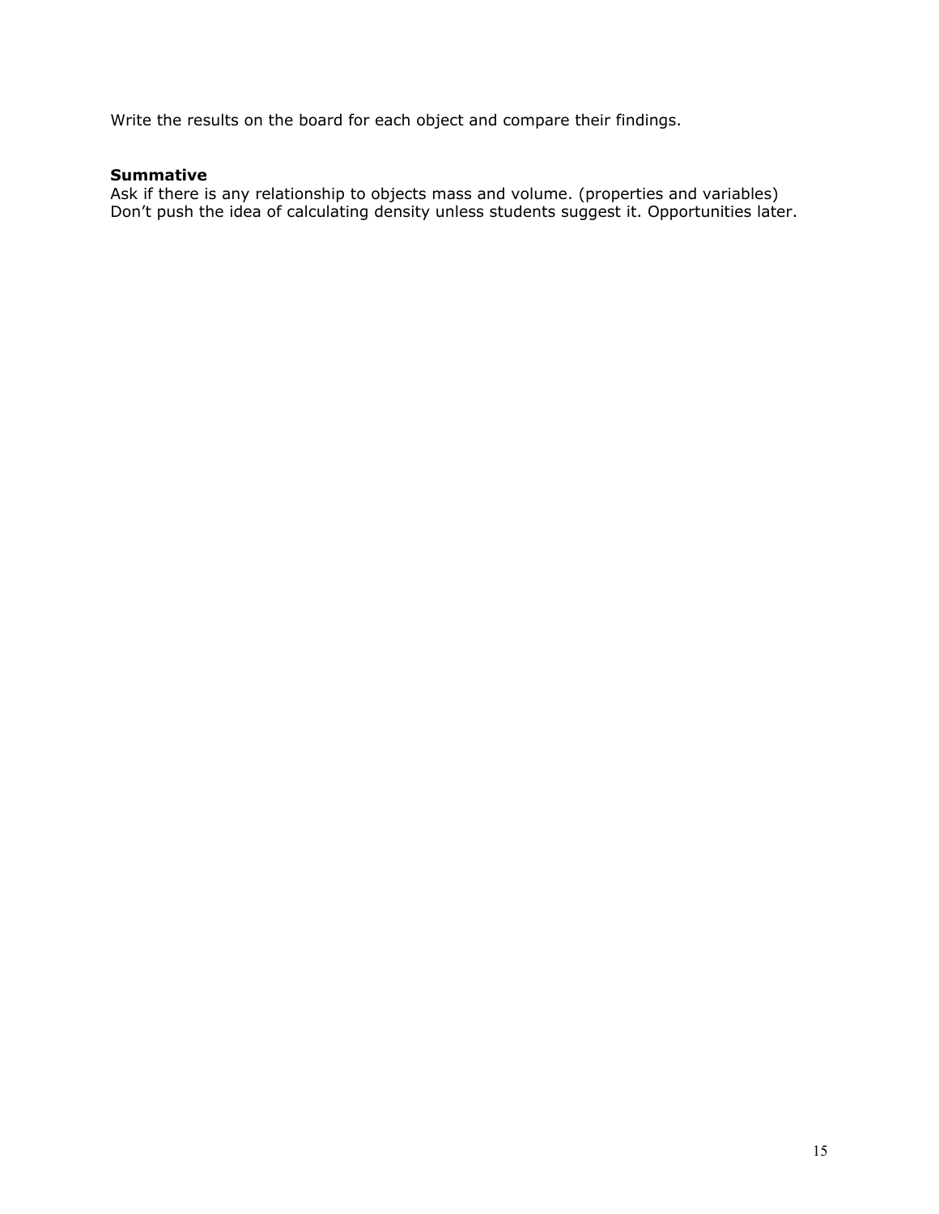Write the results on the board for each object and compare their findings.

**Summative**
Ask if there is any relationship to objects mass and volume. (properties and variables)
Don’t push the idea of calculating density unless students suggest it. Opportunities later.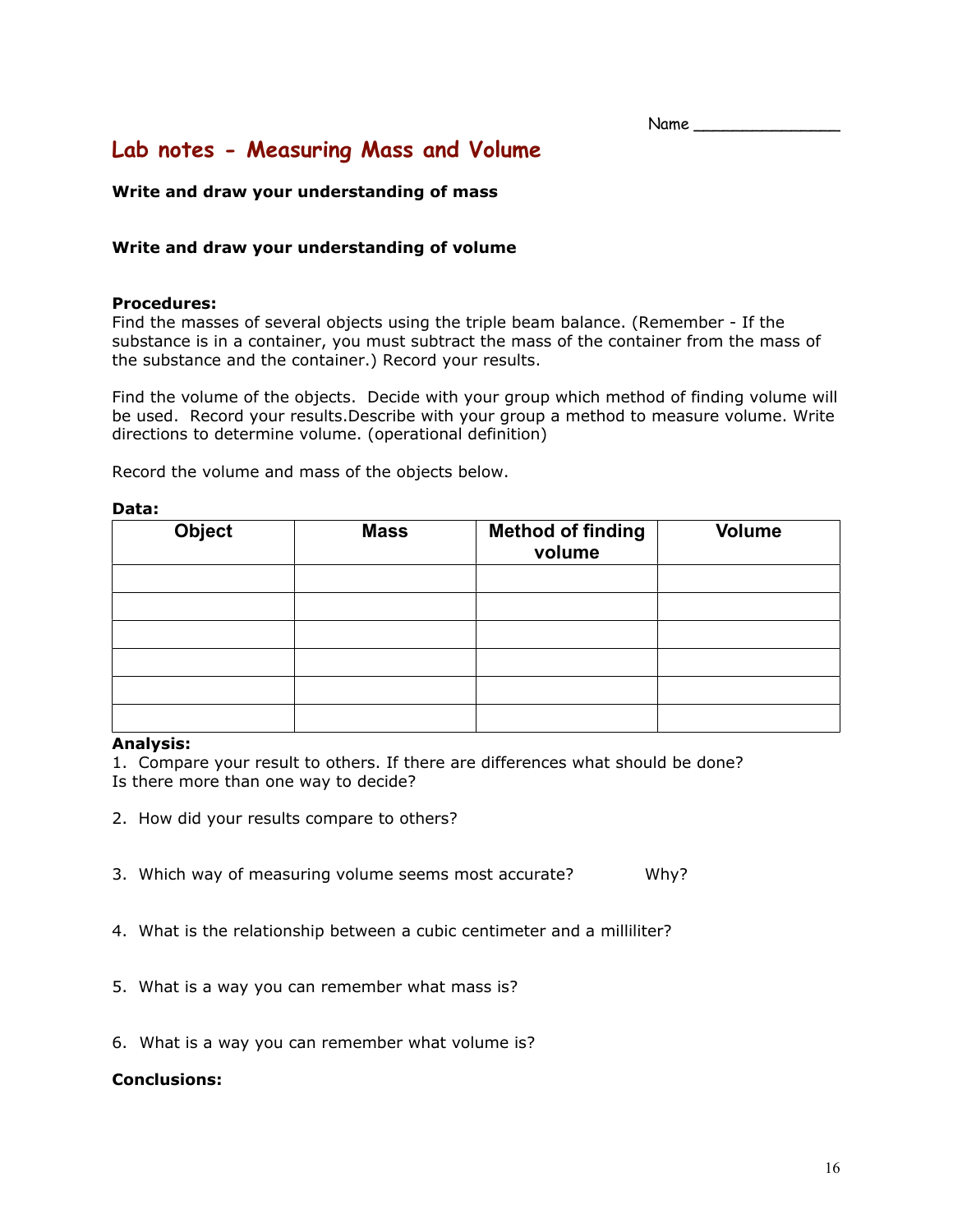Name _______________

# Lab notes - Measuring Mass and Volume

**Write and draw your understanding of mass**

**Write and draw your understanding of volume**

**Procedures:**
Find the masses of several objects using the triple beam balance. (Remember - If the substance is in a container, you must subtract the mass of the container from the mass of the substance and the container.) Record your results.

Find the volume of the objects. Decide with your group which method of finding volume will be used. Record your results.Describe with your group a method to measure volume. Write directions to determine volume. (operational definition)

Record the volume and mass of the objects below.

**Data:**

| Object | Mass | Method of finding volume | Volume |
|---|---|---|---|
| | | | |
| | | | |
| | | | |
| | | | |
| | | | |
| | | | |

**Analysis:**

1. Compare your result to others. If there are differences what should be done? Is there more than one way to decide?

2. How did your results compare to others?

3. Which way of measuring volume seems most accurate? Why?

4. What is the relationship between a cubic centimeter and a milliliter?

5. What is a way you can remember what mass is?

6. What is a way you can remember what volume is?

**Conclusions:**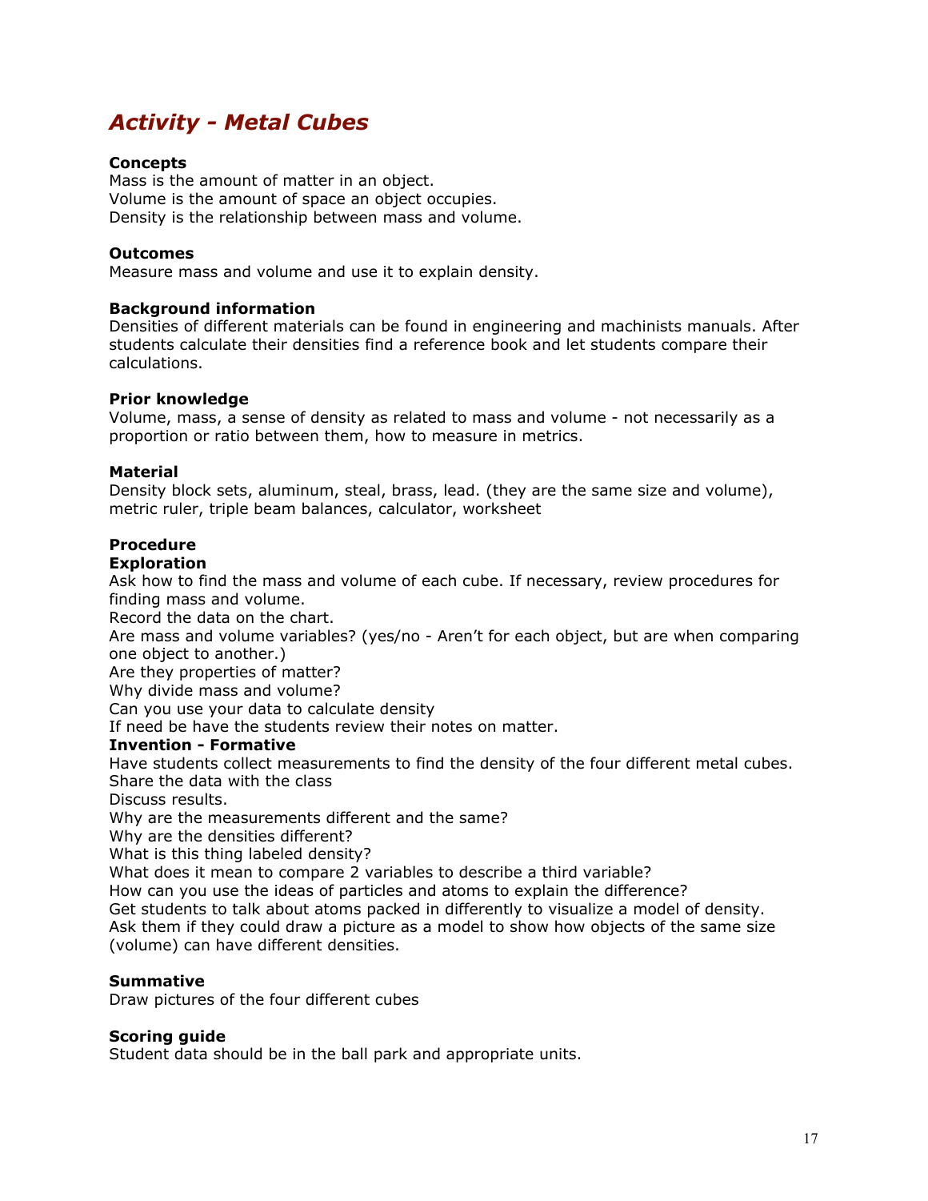# *Activity - Metal Cubes*

**Concepts**
Mass is the amount of matter in an object.
Volume is the amount of space an object occupies.
Density is the relationship between mass and volume.

**Outcomes**
Measure mass and volume and use it to explain density.

**Background information**
Densities of different materials can be found in engineering and machinists manuals. After students calculate their densities find a reference book and let students compare their calculations.

**Prior knowledge**
Volume, mass, a sense of density as related to mass and volume - not necessarily as a proportion or ratio between them, how to measure in metrics.

**Material**
Density block sets, aluminum, steal, brass, lead. (they are the same size and volume), metric ruler, triple beam balances, calculator, worksheet

**Procedure**
**Exploration**
Ask how to find the mass and volume of each cube. If necessary, review procedures for finding mass and volume.
Record the data on the chart.
Are mass and volume variables? (yes/no - Aren't for each object, but are when comparing one object to another.)
Are they properties of matter?
Why divide mass and volume?
Can you use your data to calculate density
If need be have the students review their notes on matter.
**Invention - Formative**
Have students collect measurements to find the density of the four different metal cubes.
Share the data with the class
Discuss results.
Why are the measurements different and the same?
Why are the densities different?
What is this thing labeled density?
What does it mean to compare 2 variables to describe a third variable?
How can you use the ideas of particles and atoms to explain the difference?
Get students to talk about atoms packed in differently to visualize a model of density.
Ask them if they could draw a picture as a model to show how objects of the same size (volume) can have different densities.

**Summative**
Draw pictures of the four different cubes

**Scoring guide**
Student data should be in the ball park and appropriate units.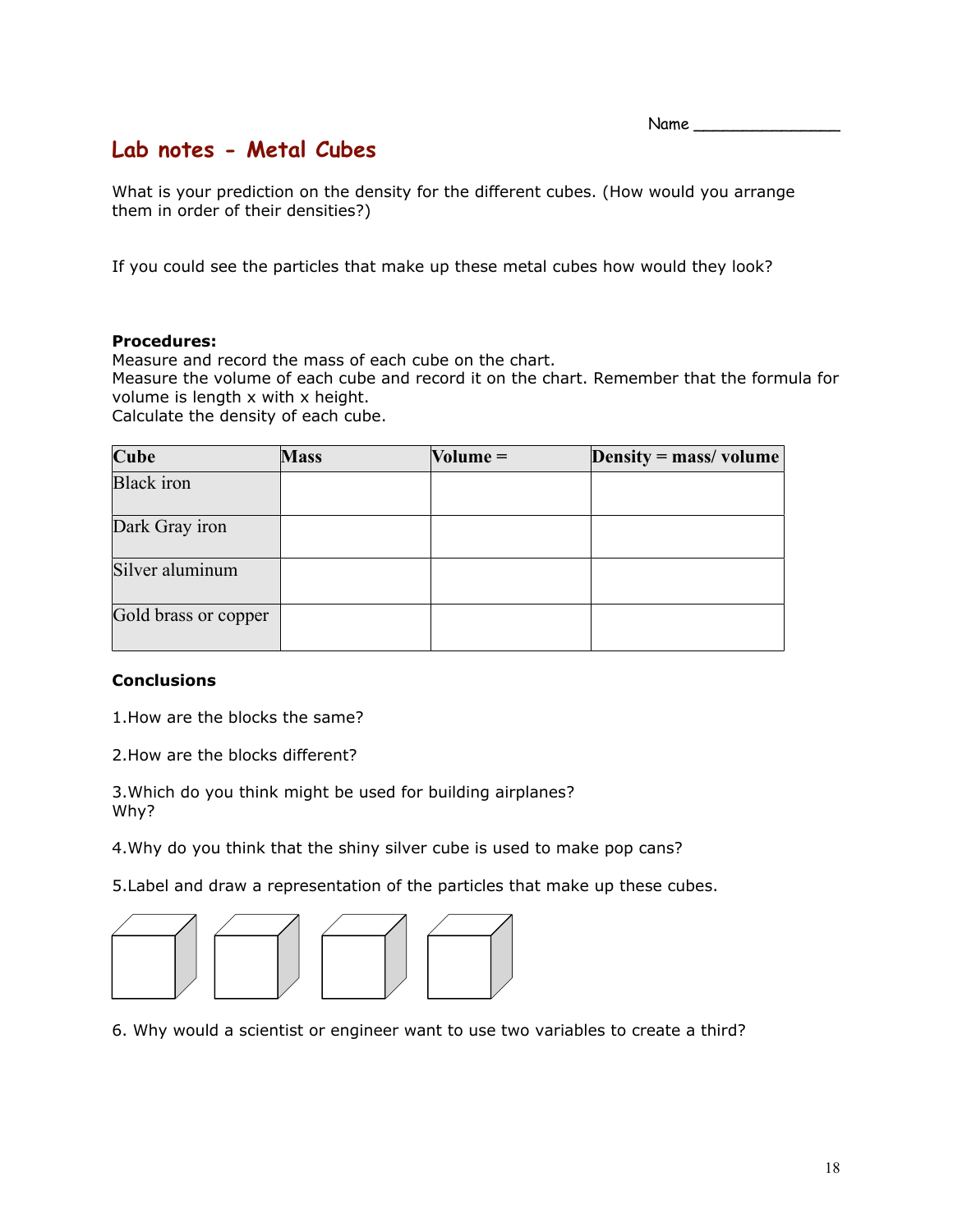Name _______________

## Lab notes - Metal Cubes

What is your prediction on the density for the different cubes. (How would you arrange them in order of their densities?)

If you could see the particles that make up these metal cubes how would they look?

**Procedures:**
Measure and record the mass of each cube on the chart.
Measure the volume of each cube and record it on the chart. Remember that the formula for volume is length x with x height.
Calculate the density of each cube.

| Cube | Mass | Volume = | Density = mass/ volume |
|---|---|---|---|
| Black iron | | | |
| Dark Gray iron | | | |
| Silver aluminum | | | |
| Gold brass or copper | | | |

**Conclusions**

1.How are the blocks the same?

2.How are the blocks different?

3.Which do you think might be used for building airplanes?
Why?

4.Why do you think that the shiny silver cube is used to make pop cans?

5.Label and draw a representation of the particles that make up these cubes.

6. Why would a scientist or engineer want to use two variables to create a third?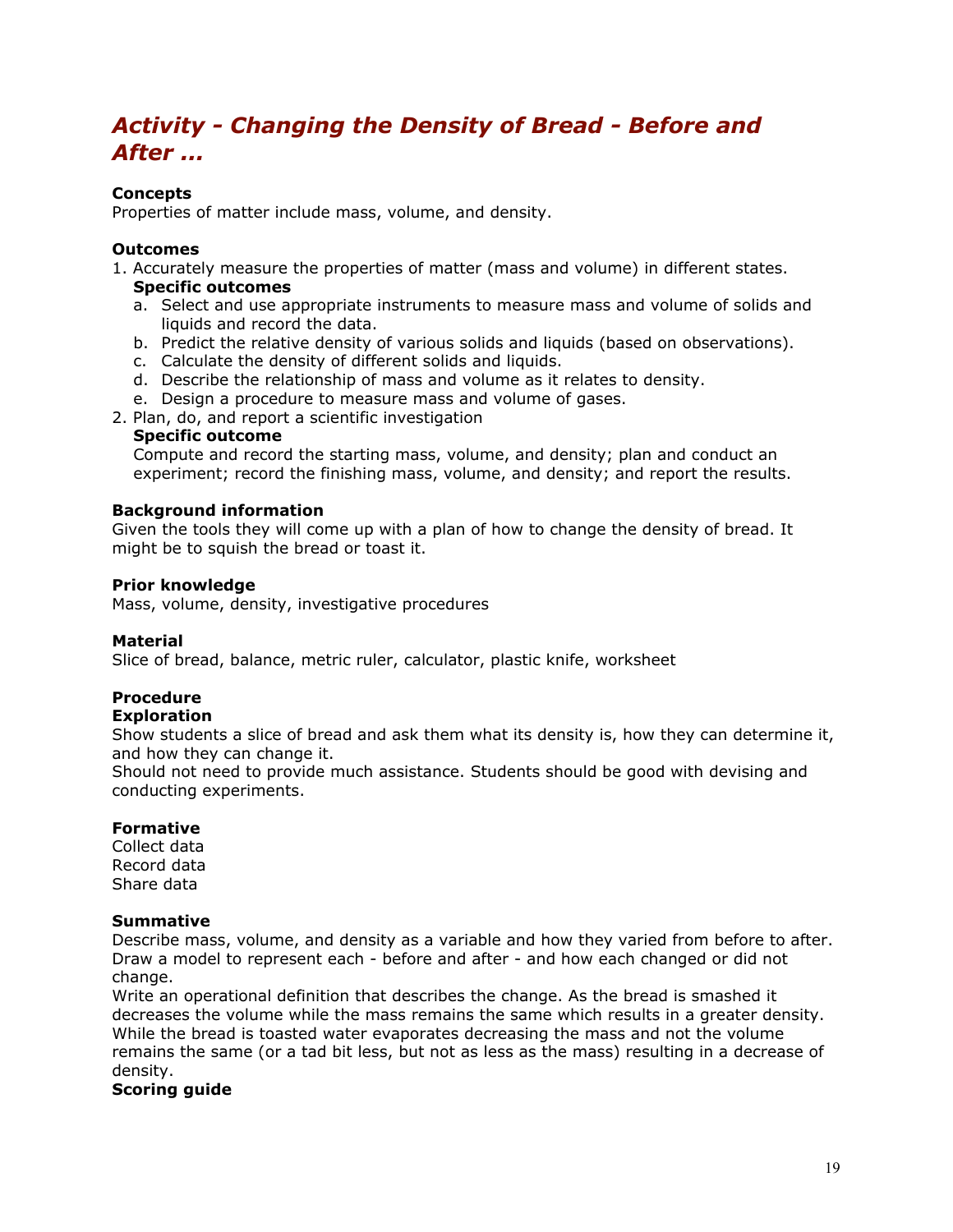# *Activity - Changing the Density of Bread - Before and After ...*

**Concepts**
Properties of matter include mass, volume, and density.

**Outcomes**

1. Accurately measure the properties of matter (mass and volume) in different states.
   **Specific outcomes**
   a. Select and use appropriate instruments to measure mass and volume of solids and liquids and record the data.
   b. Predict the relative density of various solids and liquids (based on observations).
   c. Calculate the density of different solids and liquids.
   d. Describe the relationship of mass and volume as it relates to density.
   e. Design a procedure to measure mass and volume of gases.
2. Plan, do, and report a scientific investigation
   **Specific outcome**
   Compute and record the starting mass, volume, and density; plan and conduct an experiment; record the finishing mass, volume, and density; and report the results.

**Background information**
Given the tools they will come up with a plan of how to change the density of bread. It might be to squish the bread or toast it.

**Prior knowledge**
Mass, volume, density, investigative procedures

**Material**
Slice of bread, balance, metric ruler, calculator, plastic knife, worksheet

**Procedure**
**Exploration**
Show students a slice of bread and ask them what its density is, how they can determine it, and how they can change it.
Should not need to provide much assistance. Students should be good with devising and conducting experiments.

**Formative**
Collect data
Record data
Share data

**Summative**
Describe mass, volume, and density as a variable and how they varied from before to after.
Draw a model to represent each - before and after - and how each changed or did not change.
Write an operational definition that describes the change. As the bread is smashed it decreases the volume while the mass remains the same which results in a greater density. While the bread is toasted water evaporates decreasing the mass and not the volume remains the same (or a tad bit less, but not as less as the mass) resulting in a decrease of density.
**Scoring guide**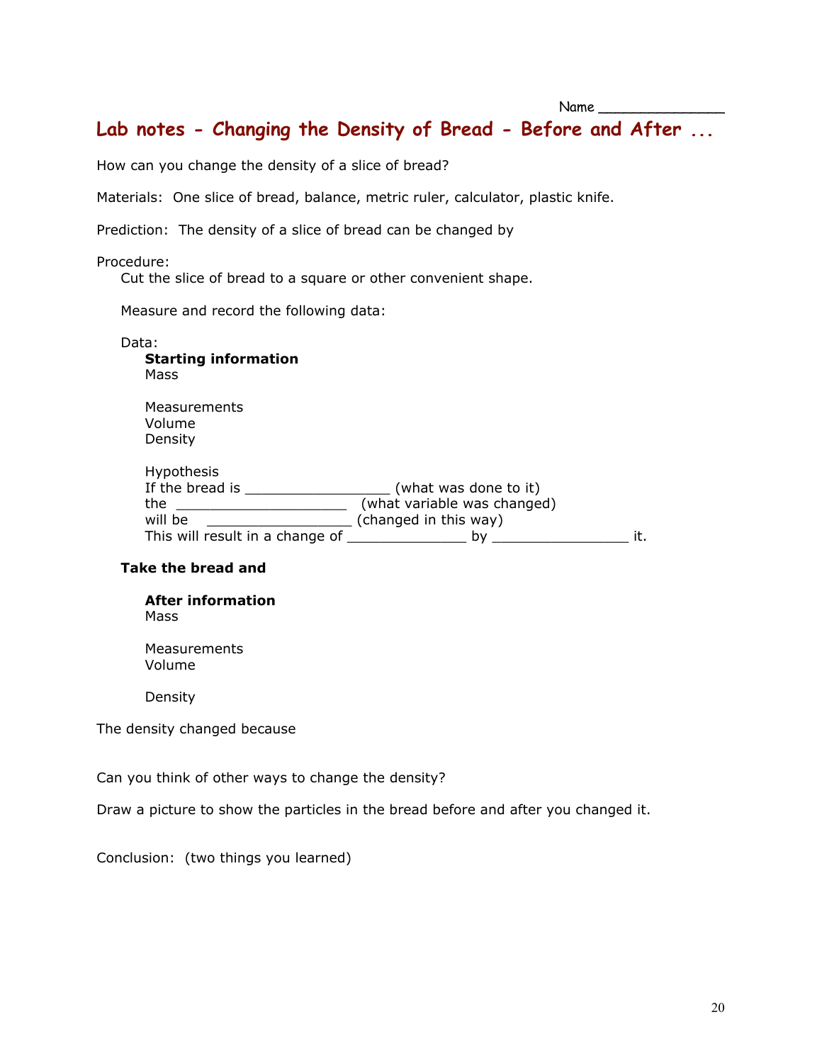Name _______________

# Lab notes - Changing the Density of Bread - Before and After ...

How can you change the density of a slice of bread?

Materials: One slice of bread, balance, metric ruler, calculator, plastic knife.

Prediction: The density of a slice of bread can be changed by

Procedure:

Cut the slice of bread to a square or other convenient shape.

Measure and record the following data:

Data:

**Starting information**

Mass

Measurements

Volume

Density

Hypothesis

If the bread is _________________ (what was done to it)

the ____________________ (what variable was changed)

will be _________________ (changed in this way)

This will result in a change of ______________ by ________________ it.

**Take the bread and**

**After information**

Mass

Measurements

Volume

Density

The density changed because

Can you think of other ways to change the density?

Draw a picture to show the particles in the bread before and after you changed it.

Conclusion: (two things you learned)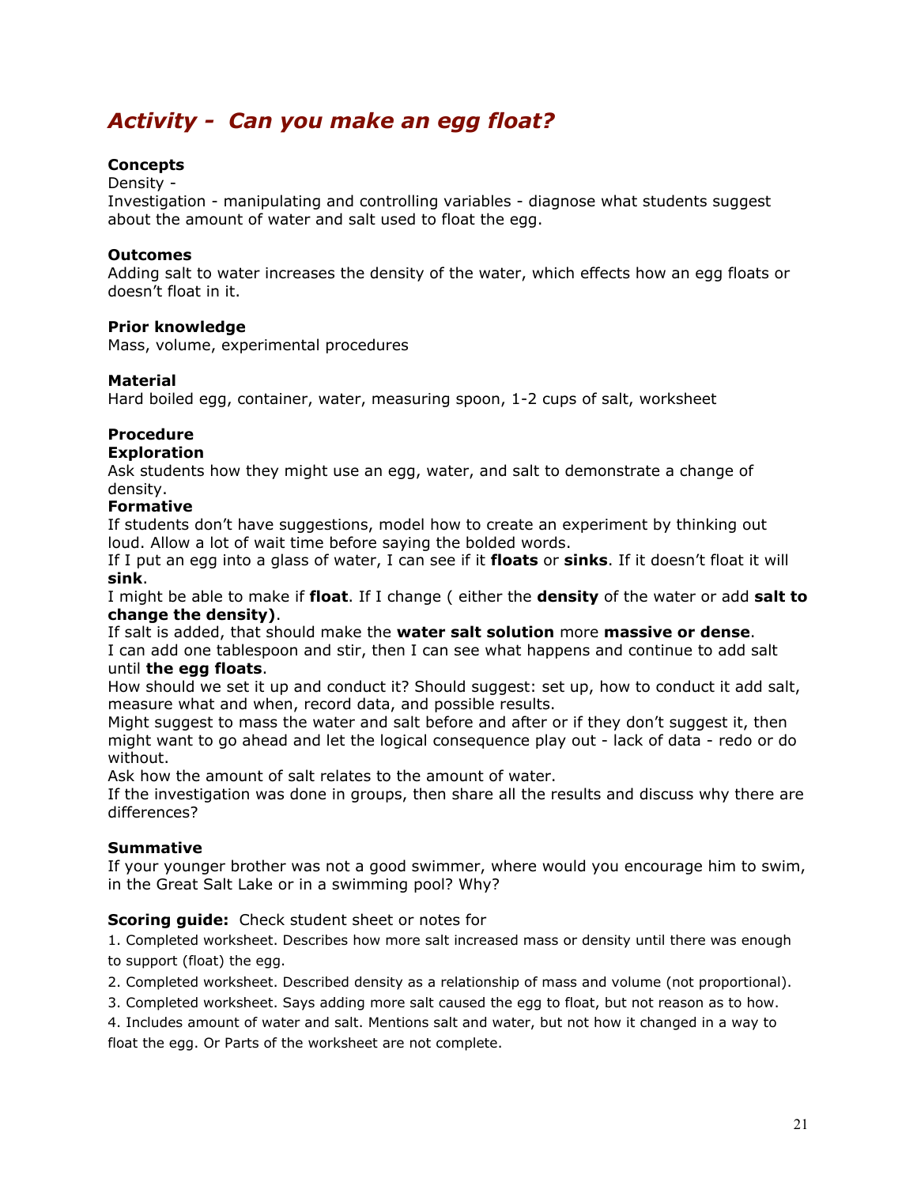## *Activity - Can you make an egg float?*

**Concepts**
Density -
Investigation - manipulating and controlling variables - diagnose what students suggest about the amount of water and salt used to float the egg.

**Outcomes**
Adding salt to water increases the density of the water, which effects how an egg floats or doesn't float in it.

**Prior knowledge**
Mass, volume, experimental procedures

**Material**
Hard boiled egg, container, water, measuring spoon, 1-2 cups of salt, worksheet

**Procedure**
**Exploration**
Ask students how they might use an egg, water, and salt to demonstrate a change of density.
**Formative**
If students don't have suggestions, model how to create an experiment by thinking out loud. Allow a lot of wait time before saying the bolded words.
If I put an egg into a glass of water, I can see if it **floats** or **sinks**. If it doesn't float it will **sink**.
I might be able to make if **float**. If I change ( either the **density** of the water or add **salt to change the density)**.
If salt is added, that should make the **water salt solution** more **massive or dense**.
I can add one tablespoon and stir, then I can see what happens and continue to add salt until **the egg floats**.
How should we set it up and conduct it? Should suggest: set up, how to conduct it add salt, measure what and when, record data, and possible results.
Might suggest to mass the water and salt before and after or if they don't suggest it, then might want to go ahead and let the logical consequence play out - lack of data - redo or do without.
Ask how the amount of salt relates to the amount of water.
If the investigation was done in groups, then share all the results and discuss why there are differences?

**Summative**
If your younger brother was not a good swimmer, where would you encourage him to swim, in the Great Salt Lake or in a swimming pool? Why?

**Scoring guide:** Check student sheet or notes for

1. Completed worksheet. Describes how more salt increased mass or density until there was enough to support (float) the egg.
2. Completed worksheet. Described density as a relationship of mass and volume (not proportional).
3. Completed worksheet. Says adding more salt caused the egg to float, but not reason as to how.
4. Includes amount of water and salt. Mentions salt and water, but not how it changed in a way to float the egg. Or Parts of the worksheet are not complete.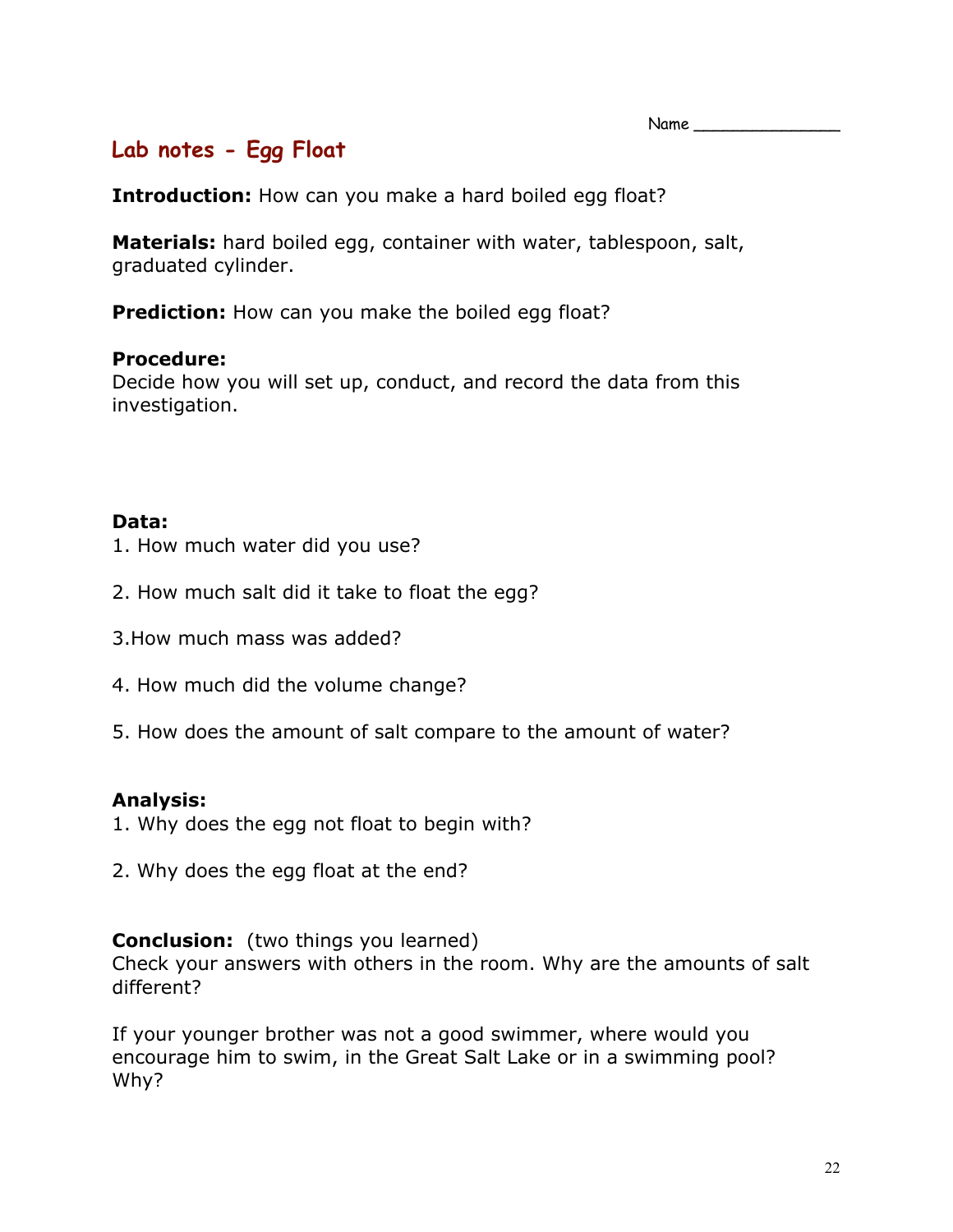Name ______________

## Lab notes - Egg Float

**Introduction:** How can you make a hard boiled egg float?

**Materials:** hard boiled egg, container with water, tablespoon, salt, graduated cylinder.

**Prediction:** How can you make the boiled egg float?

**Procedure:**
Decide how you will set up, conduct, and record the data from this investigation.

**Data:**
1. How much water did you use?

2. How much salt did it take to float the egg?

3.How much mass was added?

4. How much did the volume change?

5. How does the amount of salt compare to the amount of water?

**Analysis:**
1. Why does the egg not float to begin with?

2. Why does the egg float at the end?

**Conclusion:** (two things you learned)
Check your answers with others in the room. Why are the amounts of salt different?

If your younger brother was not a good swimmer, where would you encourage him to swim, in the Great Salt Lake or in a swimming pool? Why?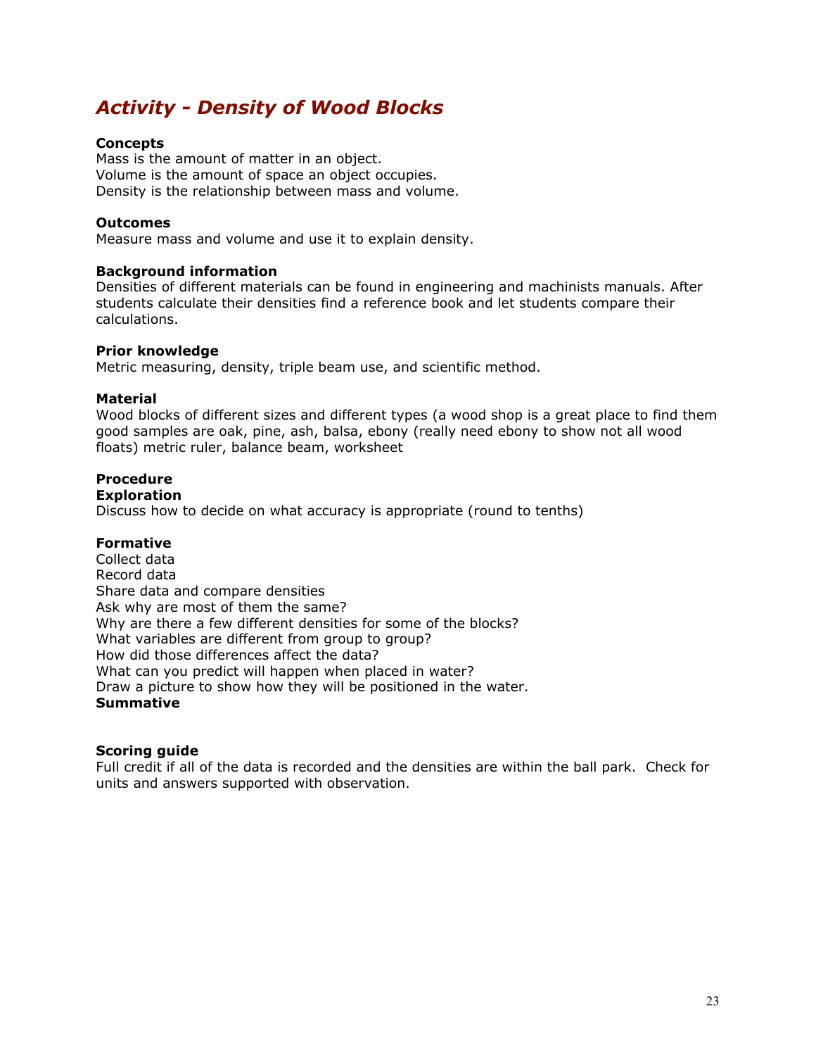# *Activity - Density of Wood Blocks*

**Concepts**
Mass is the amount of matter in an object.
Volume is the amount of space an object occupies.
Density is the relationship between mass and volume.

**Outcomes**
Measure mass and volume and use it to explain density.

**Background information**
Densities of different materials can be found in engineering and machinists manuals. After students calculate their densities find a reference book and let students compare their calculations.

**Prior knowledge**
Metric measuring, density, triple beam use, and scientific method.

**Material**
Wood blocks of different sizes and different types (a wood shop is a great place to find them good samples are oak, pine, ash, balsa, ebony (really need ebony to show not all wood floats) metric ruler, balance beam, worksheet

**Procedure**
**Exploration**
Discuss how to decide on what accuracy is appropriate (round to tenths)

**Formative**
Collect data
Record data
Share data and compare densities
Ask why are most of them the same?
Why are there a few different densities for some of the blocks?
What variables are different from group to group?
How did those differences affect the data?
What can you predict will happen when placed in water?
Draw a picture to show how they will be positioned in the water.
**Summative**

**Scoring guide**
Full credit if all of the data is recorded and the densities are within the ball park. Check for units and answers supported with observation.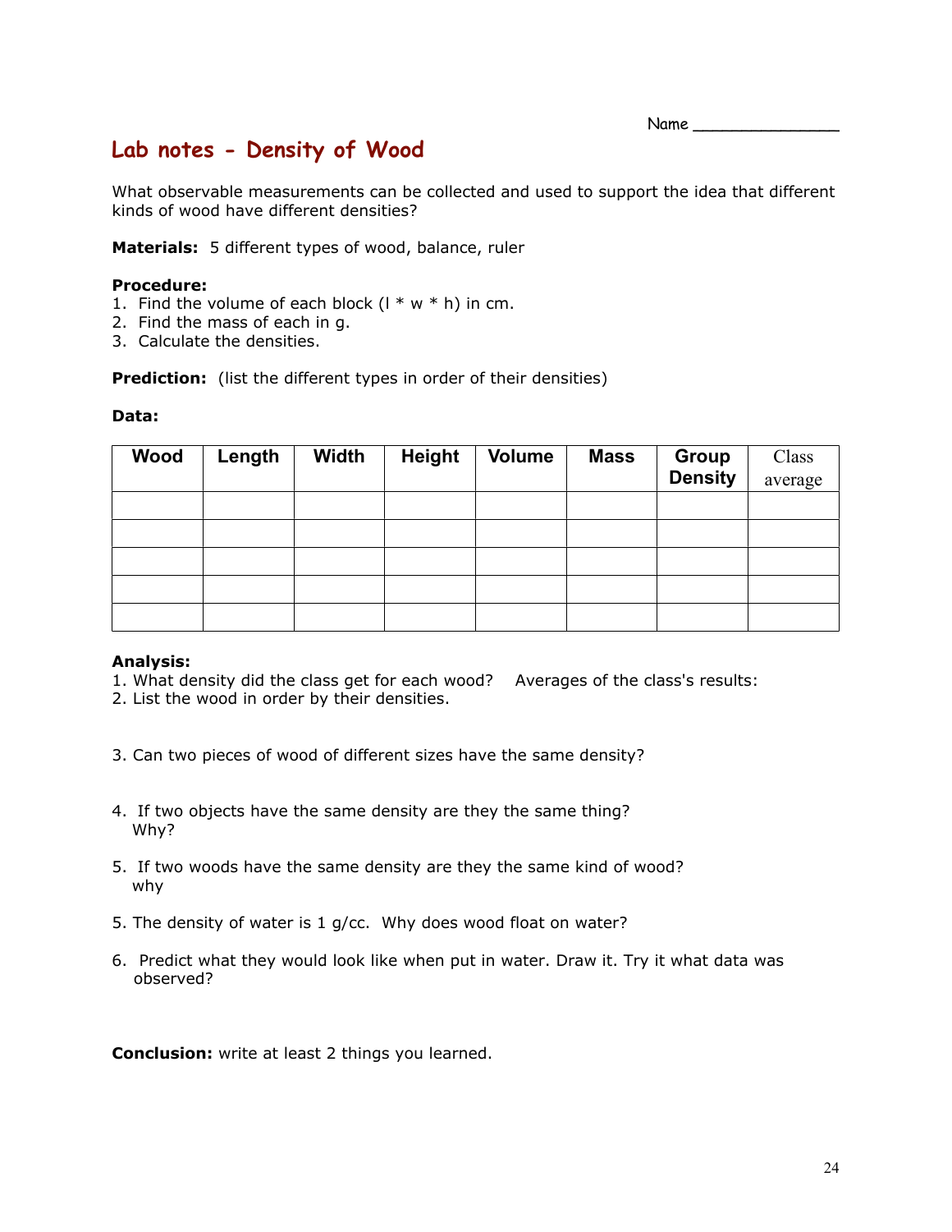Name _______________

# Lab notes - Density of Wood

What observable measurements can be collected and used to support the idea that different kinds of wood have different densities?

**Materials:** 5 different types of wood, balance, ruler

**Procedure:**
1. Find the volume of each block (l * w * h) in cm.
2. Find the mass of each in g.
3. Calculate the densities.

**Prediction:** (list the different types in order of their densities)

**Data:**

| Wood | Length | Width | Height | Volume | Mass | Group Density | Class average |
|---|---|---|---|---|---|---|---|
| | | | | | | | |
| | | | | | | | |
| | | | | | | | |
| | | | | | | | |
| | | | | | | | |

**Analysis:**
1. What density did the class get for each wood? Averages of the class's results:
2. List the wood in order by their densities.

3. Can two pieces of wood of different sizes have the same density?

4. If two objects have the same density are they the same thing?
   Why?

5. If two woods have the same density are they the same kind of wood?
   why

5. The density of water is 1 g/cc. Why does wood float on water?

6. Predict what they would look like when put in water. Draw it. Try it what data was observed?

**Conclusion:** write at least 2 things you learned.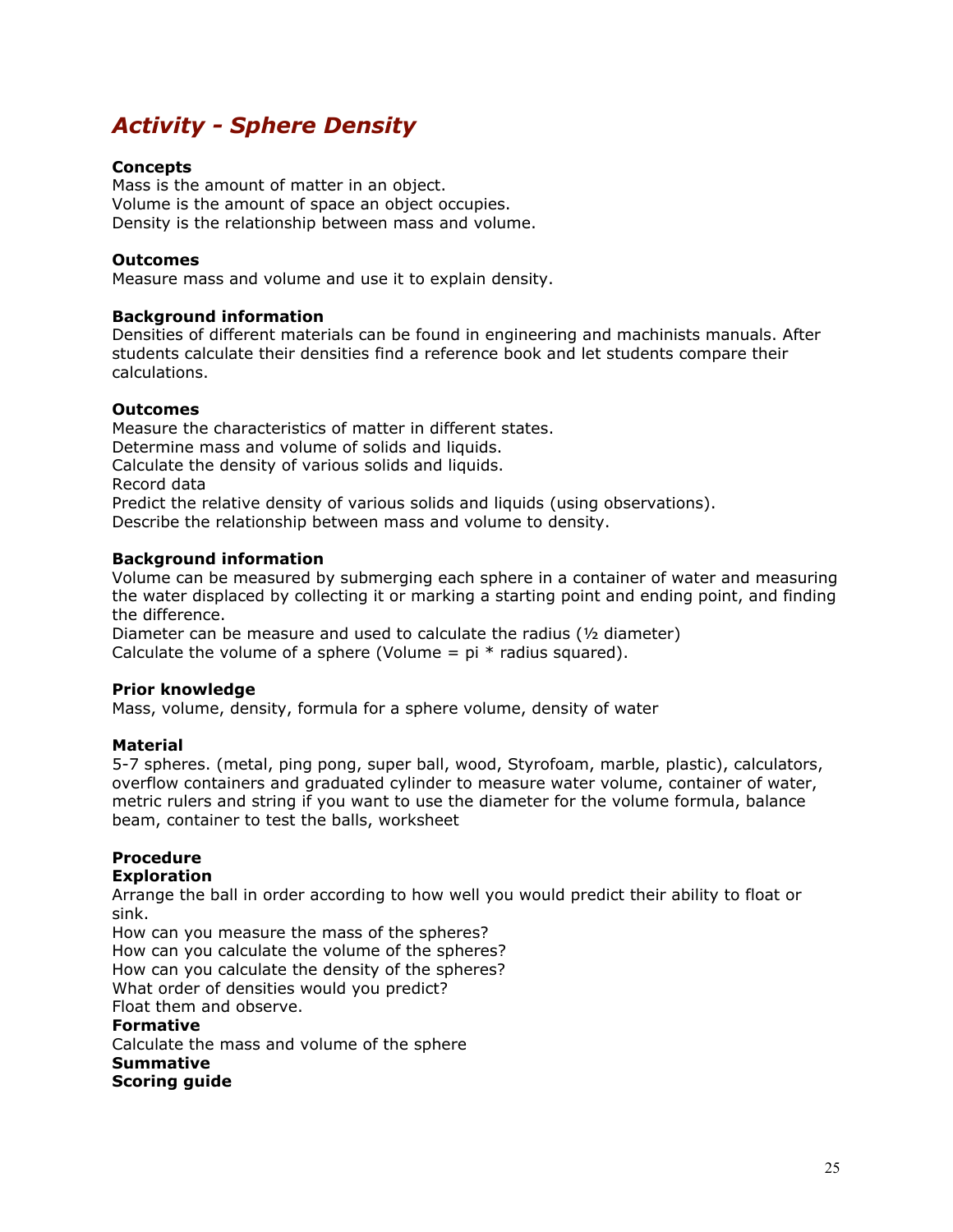# *Activity - Sphere Density*

**Concepts**
Mass is the amount of matter in an object.
Volume is the amount of space an object occupies.
Density is the relationship between mass and volume.

**Outcomes**
Measure mass and volume and use it to explain density.

**Background information**
Densities of different materials can be found in engineering and machinists manuals. After students calculate their densities find a reference book and let students compare their calculations.

**Outcomes**
Measure the characteristics of matter in different states.
Determine mass and volume of solids and liquids.
Calculate the density of various solids and liquids.
Record data
Predict the relative density of various solids and liquids (using observations).
Describe the relationship between mass and volume to density.

**Background information**
Volume can be measured by submerging each sphere in a container of water and measuring the water displaced by collecting it or marking a starting point and ending point, and finding the difference.
Diameter can be measure and used to calculate the radius (½ diameter)
Calculate the volume of a sphere (Volume = pi * radius squared).

**Prior knowledge**
Mass, volume, density, formula for a sphere volume, density of water

**Material**
5-7 spheres. (metal, ping pong, super ball, wood, Styrofoam, marble, plastic), calculators, overflow containers and graduated cylinder to measure water volume, container of water, metric rulers and string if you want to use the diameter for the volume formula, balance beam, container to test the balls, worksheet

**Procedure**
**Exploration**
Arrange the ball in order according to how well you would predict their ability to float or sink.
How can you measure the mass of the spheres?
How can you calculate the volume of the spheres?
How can you calculate the density of the spheres?
What order of densities would you predict?
Float them and observe.
**Formative**
Calculate the mass and volume of the sphere
**Summative**
**Scoring guide**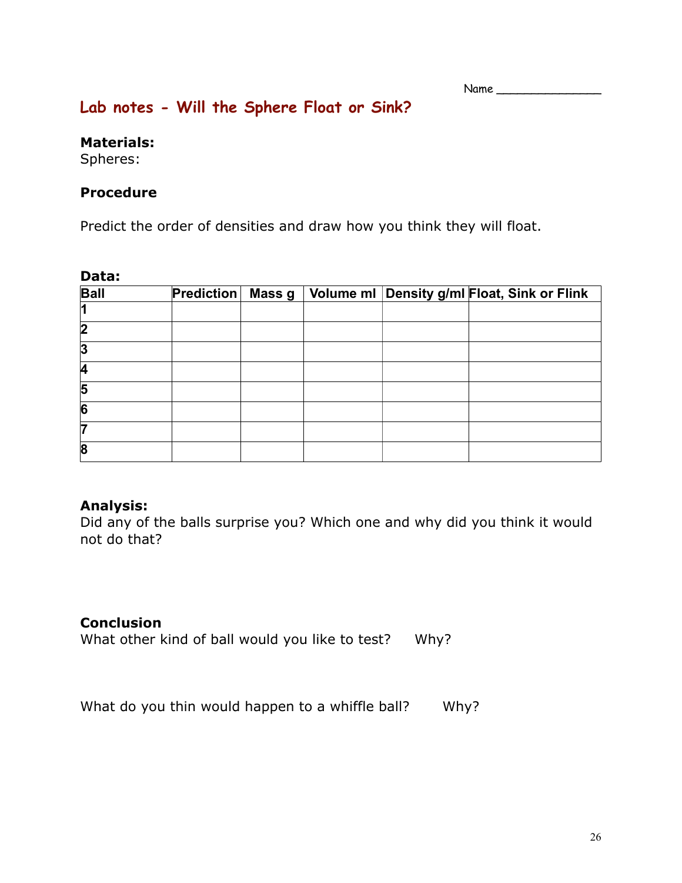Name _______________

## Lab notes - Will the Sphere Float or Sink?

**Materials:**
Spheres:

**Procedure**

Predict the order of densities and draw how you think they will float.

**Data:**

| Ball | Prediction | Mass g | Volume ml | Density g/ml | Float, Sink or Flink |
|---|---|---|---|---|---|
| 1 | | | | | |
| 2 | | | | | |
| 3 | | | | | |
| 4 | | | | | |
| 5 | | | | | |
| 6 | | | | | |
| 7 | | | | | |
| 8 | | | | | |

**Analysis:**
Did any of the balls surprise you? Which one and why did you think it would not do that?

**Conclusion**
What other kind of ball would you like to test?  Why?

What do you thin would happen to a whiffle ball?  Why?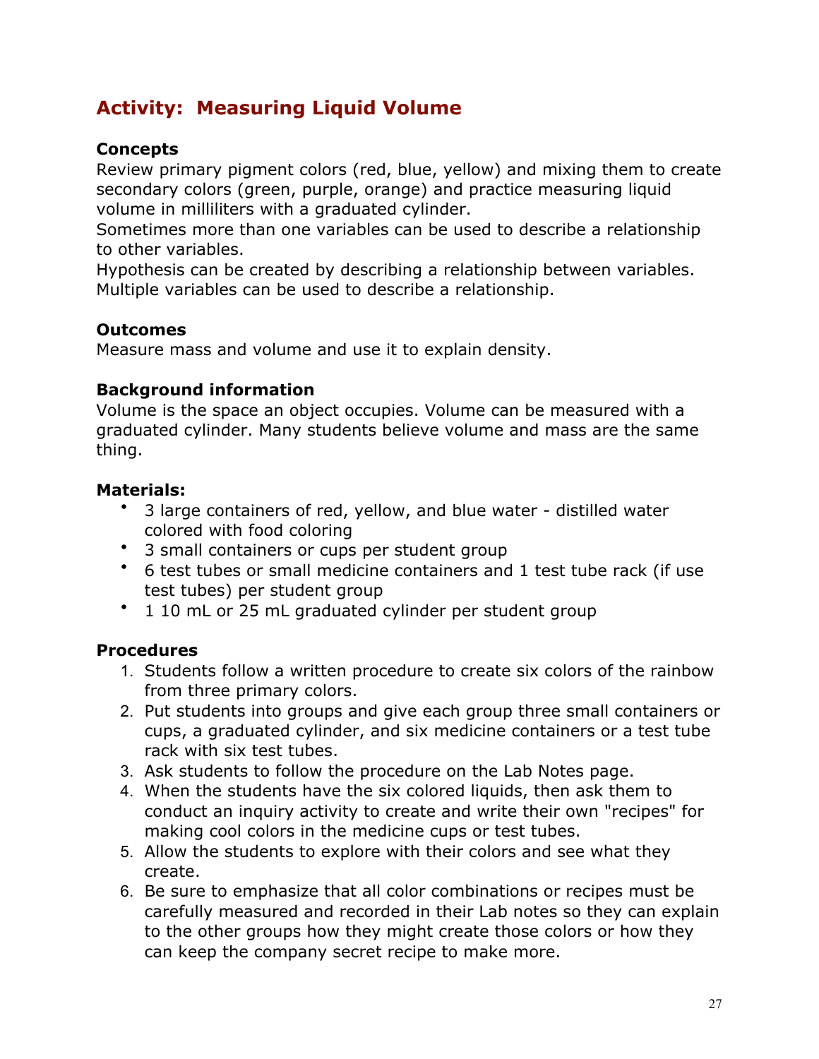## Activity: Measuring Liquid Volume

**Concepts**
Review primary pigment colors (red, blue, yellow) and mixing them to create secondary colors (green, purple, orange) and practice measuring liquid volume in milliliters with a graduated cylinder.
Sometimes more than one variables can be used to describe a relationship to other variables.
Hypothesis can be created by describing a relationship between variables.
Multiple variables can be used to describe a relationship.

**Outcomes**
Measure mass and volume and use it to explain density.

**Background information**
Volume is the space an object occupies. Volume can be measured with a graduated cylinder. Many students believe volume and mass are the same thing.

**Materials:**

- 3 large containers of red, yellow, and blue water - distilled water colored with food coloring
- 3 small containers or cups per student group
- 6 test tubes or small medicine containers and 1 test tube rack (if use test tubes) per student group
- 1 10 mL or 25 mL graduated cylinder per student group

**Procedures**

1. Students follow a written procedure to create six colors of the rainbow from three primary colors.
2. Put students into groups and give each group three small containers or cups, a graduated cylinder, and six medicine containers or a test tube rack with six test tubes.
3. Ask students to follow the procedure on the Lab Notes page.
4. When the students have the six colored liquids, then ask them to conduct an inquiry activity to create and write their own "recipes" for making cool colors in the medicine cups or test tubes.
5. Allow the students to explore with their colors and see what they create.
6. Be sure to emphasize that all color combinations or recipes must be carefully measured and recorded in their Lab notes so they can explain to the other groups how they might create those colors or how they can keep the company secret recipe to make more.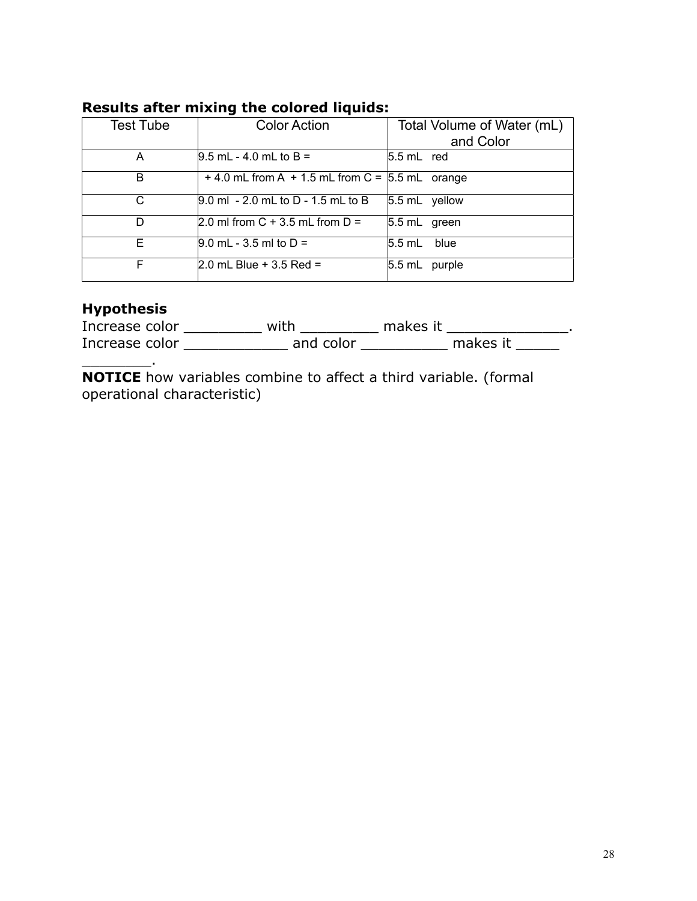**Results after mixing the colored liquids:**

| Test Tube | Color Action | Total Volume of Water (mL) and Color |
|---|---|---|
| A | 9.5 mL - 4.0 mL to B = | 5.5 mL red |
| B | + 4.0 mL from A + 1.5 mL from C = | 5.5 mL orange |
| C | 9.0 ml - 2.0 mL to D - 1.5 mL to B | 5.5 mL yellow |
| D | 2.0 ml from C + 3.5 mL from D = | 5.5 mL green |
| E | 9.0 mL - 3.5 ml to D = | 5.5 mL blue |
| F | 2.0 mL Blue + 3.5 Red = | 5.5 mL purple |

### Hypothesis

Increase color _________ with _________ makes it ______________.
Increase color ____________ and color __________ makes it _____ ________.

**NOTICE** how variables combine to affect a third variable. (formal operational characteristic)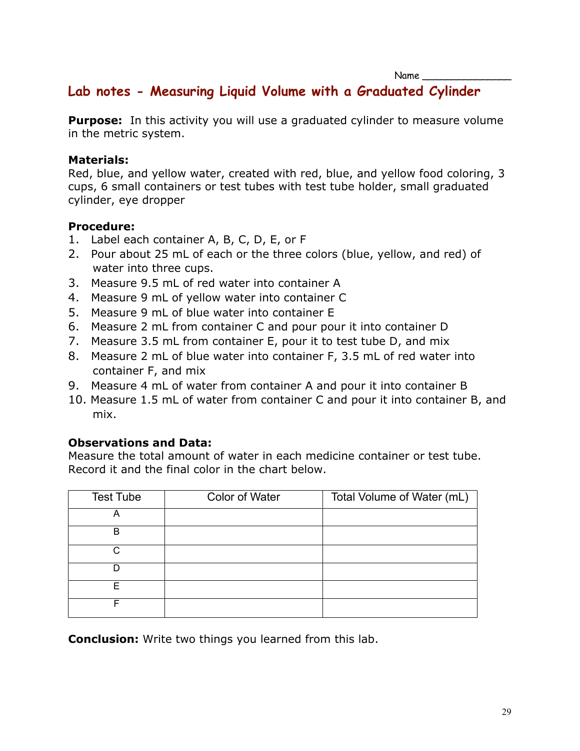Name ______________

# Lab notes - Measuring Liquid Volume with a Graduated Cylinder

**Purpose:** In this activity you will use a graduated cylinder to measure volume in the metric system.

**Materials:**
Red, blue, and yellow water, created with red, blue, and yellow food coloring, 3 cups, 6 small containers or test tubes with test tube holder, small graduated cylinder, eye dropper

**Procedure:**
1. Label each container A, B, C, D, E, or F
2. Pour about 25 mL of each or the three colors (blue, yellow, and red) of water into three cups.
3. Measure 9.5 mL of red water into container A
4. Measure 9 mL of yellow water into container C
5. Measure 9 mL of blue water into container E
6. Measure 2 mL from container C and pour pour it into container D
7. Measure 3.5 mL from container E, pour it to test tube D, and mix
8. Measure 2 mL of blue water into container F, 3.5 mL of red water into container F, and mix
9. Measure 4 mL of water from container A and pour it into container B
10. Measure 1.5 mL of water from container C and pour it into container B, and mix.

**Observations and Data:**
Measure the total amount of water in each medicine container or test tube. Record it and the final color in the chart below.

| Test Tube | Color of Water | Total Volume of Water (mL) |
|---|---|---|
| A | | |
| B | | |
| C | | |
| D | | |
| E | | |
| F | | |

**Conclusion:** Write two things you learned from this lab.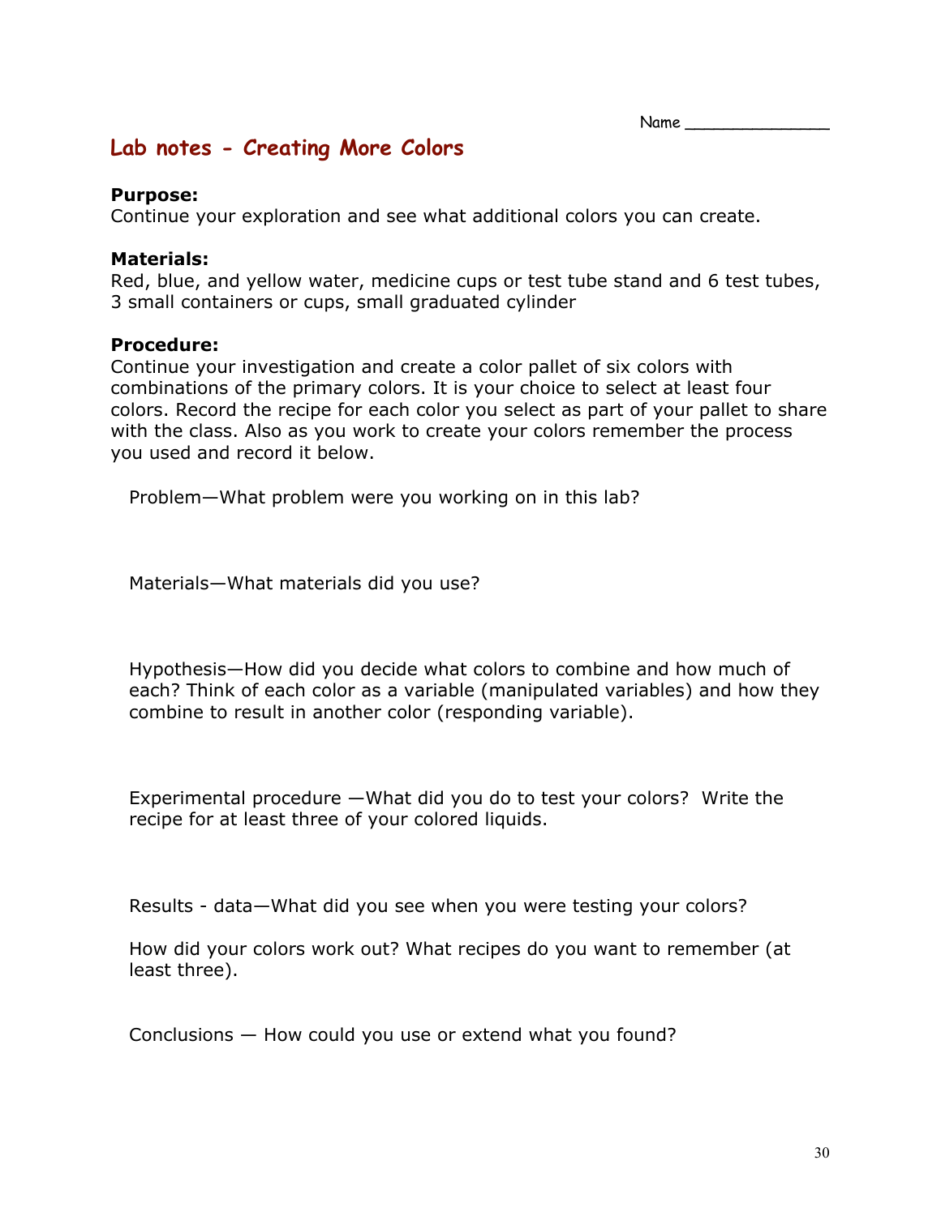Name _______________

## Lab notes - Creating More Colors

**Purpose:**
Continue your exploration and see what additional colors you can create.

**Materials:**
Red, blue, and yellow water, medicine cups or test tube stand and 6 test tubes, 3 small containers or cups, small graduated cylinder

**Procedure:**
Continue your investigation and create a color pallet of six colors with combinations of the primary colors. It is your choice to select at least four colors. Record the recipe for each color you select as part of your pallet to share with the class. Also as you work to create your colors remember the process you used and record it below.

Problem—What problem were you working on in this lab?

Materials—What materials did you use?

Hypothesis—How did you decide what colors to combine and how much of each? Think of each color as a variable (manipulated variables) and how they combine to result in another color (responding variable).

Experimental procedure —What did you do to test your colors? Write the recipe for at least three of your colored liquids.

Results - data—What did you see when you were testing your colors?

How did your colors work out? What recipes do you want to remember (at least three).

Conclusions — How could you use or extend what you found?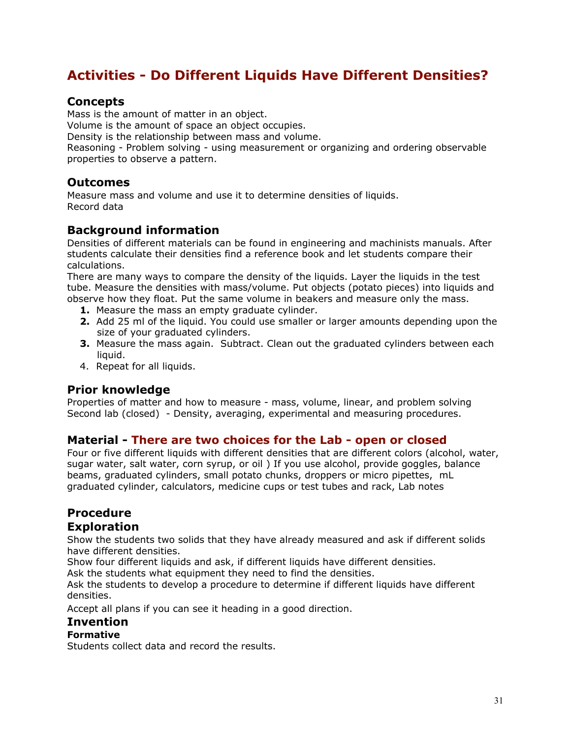# Activities - Do Different Liquids Have Different Densities?

## Concepts

Mass is the amount of matter in an object.
Volume is the amount of space an object occupies.
Density is the relationship between mass and volume.
Reasoning - Problem solving - using measurement or organizing and ordering observable properties to observe a pattern.

## Outcomes

Measure mass and volume and use it to determine densities of liquids.
Record data

## Background information

Densities of different materials can be found in engineering and machinists manuals. After students calculate their densities find a reference book and let students compare their calculations.
There are many ways to compare the density of the liquids. Layer the liquids in the test tube. Measure the densities with mass/volume. Put objects (potato pieces) into liquids and observe how they float. Put the same volume in beakers and measure only the mass.

1. Measure the mass an empty graduate cylinder.
2. Add 25 ml of the liquid. You could use smaller or larger amounts depending upon the size of your graduated cylinders.
3. Measure the mass again. Subtract. Clean out the graduated cylinders between each liquid.
4. Repeat for all liquids.

## Prior knowledge

Properties of matter and how to measure - mass, volume, linear, and problem solving
Second lab (closed) - Density, averaging, experimental and measuring procedures.

## Material - There are two choices for the Lab - open or closed

Four or five different liquids with different densities that are different colors (alcohol, water, sugar water, salt water, corn syrup, or oil ) If you use alcohol, provide goggles, balance beams, graduated cylinders, small potato chunks, droppers or micro pipettes, mL graduated cylinder, calculators, medicine cups or test tubes and rack, Lab notes

## Procedure

## Exploration

Show the students two solids that they have already measured and ask if different solids have different densities.
Show four different liquids and ask, if different liquids have different densities.
Ask the students what equipment they need to find the densities.
Ask the students to develop a procedure to determine if different liquids have different densities.
Accept all plans if you can see it heading in a good direction.

## Invention

### Formative

Students collect data and record the results.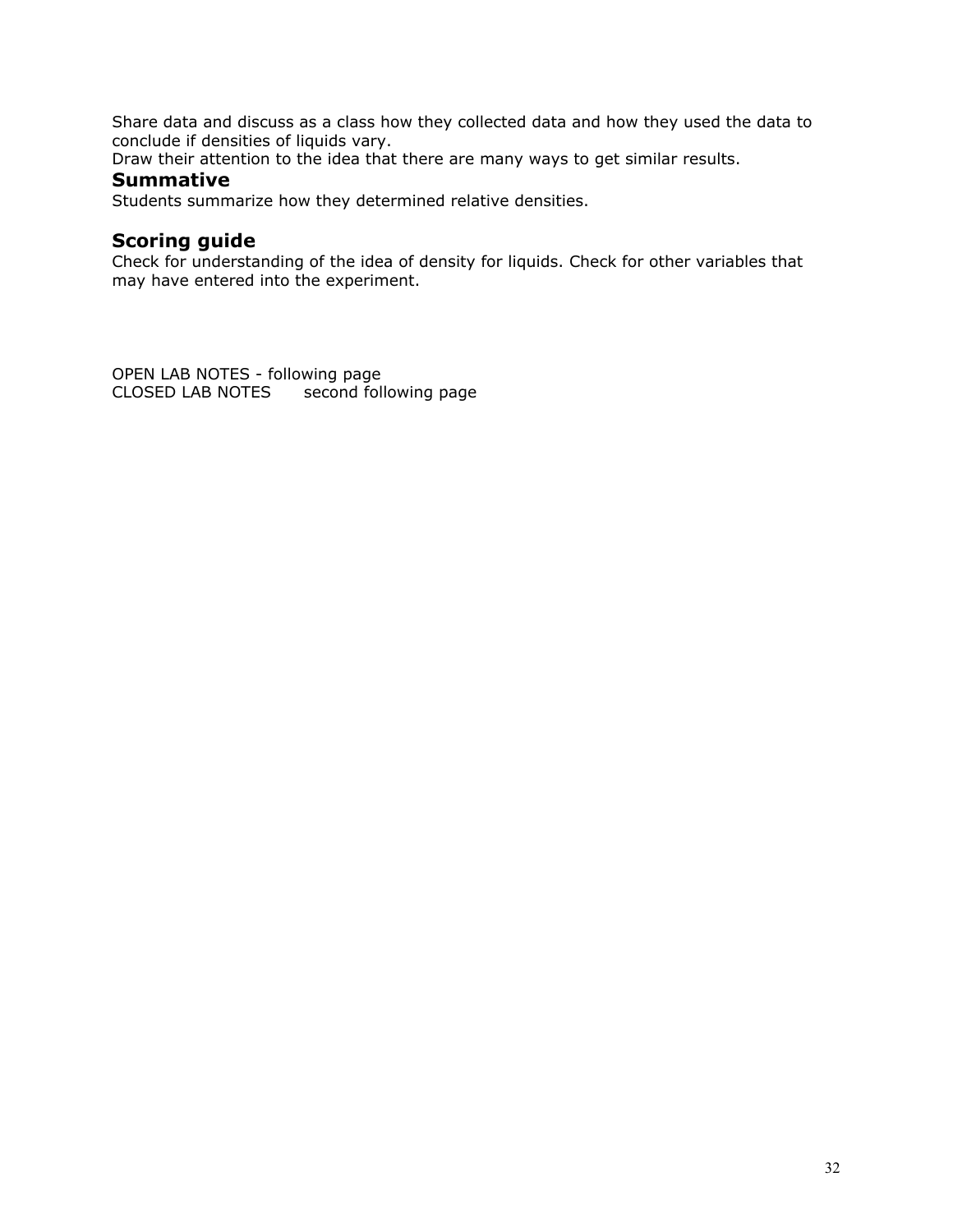Share data and discuss as a class how they collected data and how they used the data to conclude if densities of liquids vary.
Draw their attention to the idea that there are many ways to get similar results.

### Summative

Students summarize how they determined relative densities.

### Scoring guide

Check for understanding of the idea of density for liquids. Check for other variables that may have entered into the experiment.

OPEN LAB NOTES - following page
CLOSED LAB NOTES second following page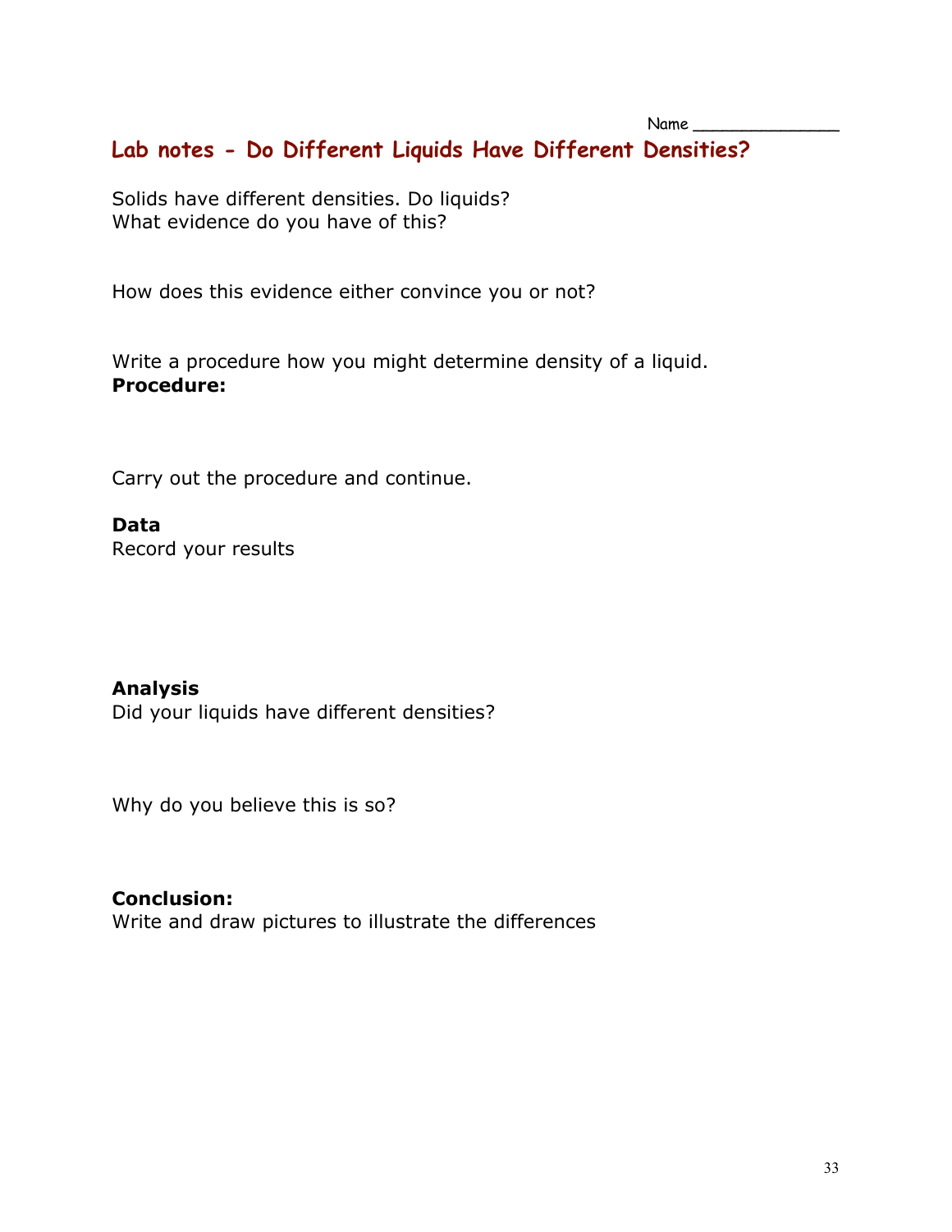Name ______________

## Lab notes - Do Different Liquids Have Different Densities?

Solids have different densities. Do liquids?
What evidence do you have of this?

How does this evidence either convince you or not?

Write a procedure how you might determine density of a liquid.
**Procedure:**

Carry out the procedure and continue.

**Data**
Record your results

**Analysis**
Did your liquids have different densities?

Why do you believe this is so?

**Conclusion:**
Write and draw pictures to illustrate the differences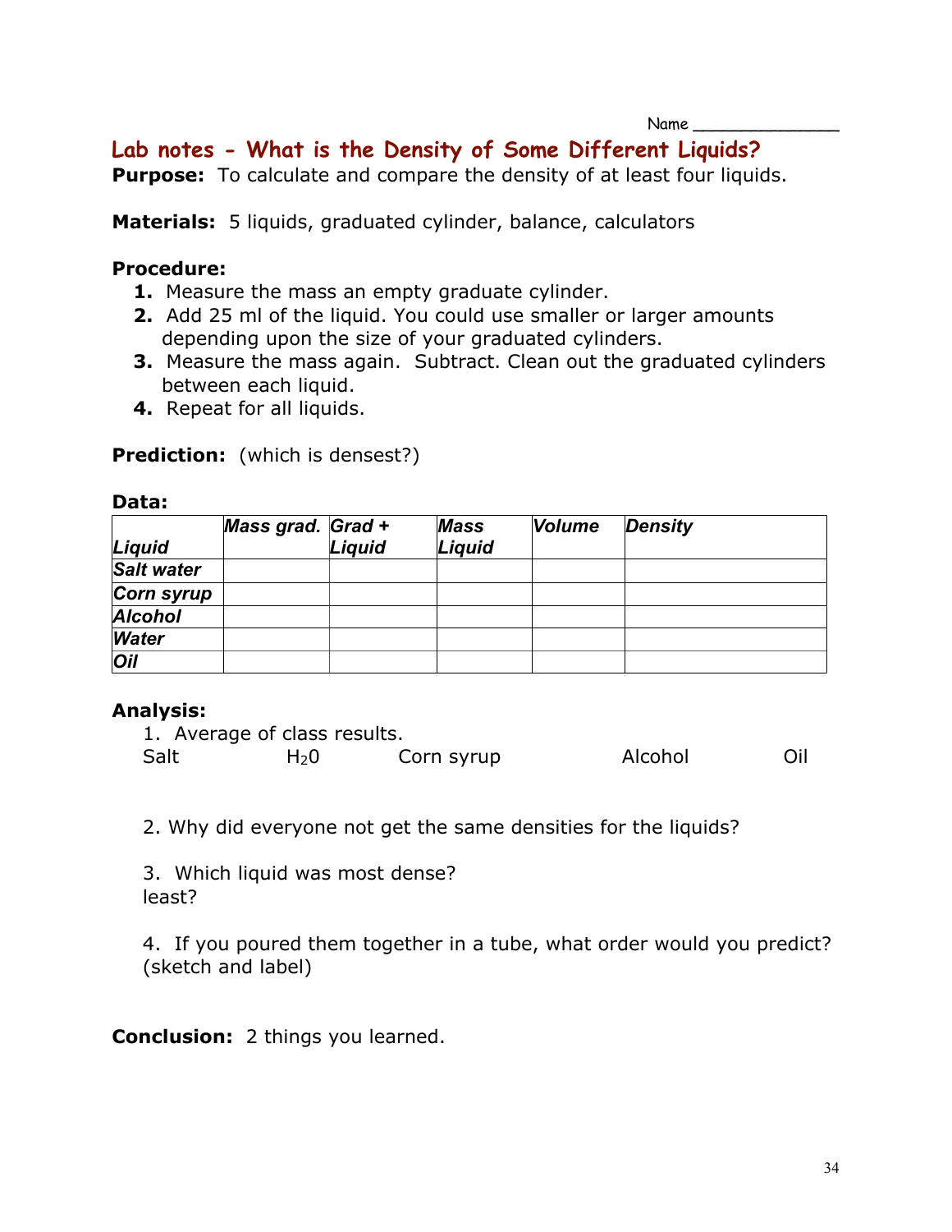Name _______________

## Lab notes - What is the Density of Some Different Liquids?

**Purpose:** To calculate and compare the density of at least four liquids.

**Materials:** 5 liquids, graduated cylinder, balance, calculators

**Procedure:**

1. Measure the mass an empty graduate cylinder.
2. Add 25 ml of the liquid. You could use smaller or larger amounts depending upon the size of your graduated cylinders.
3. Measure the mass again. Subtract. Clean out the graduated cylinders between each liquid.
4. Repeat for all liquids.

**Prediction:** (which is densest?)

**Data:**

| ***Liquid*** | ***Mass grad.*** | ***Grad + Liquid*** | ***Mass Liquid*** | ***Volume*** | ***Density*** |
|---|---|---|---|---|---|
| ***Salt water*** | | | | | |
| ***Corn syrup*** | | | | | |
| ***Alcohol*** | | | | | |
| ***Water*** | | | | | |
| ***Oil*** | | | | | |

**Analysis:**

1. Average of class results.
   Salt $H_2O$ Corn syrup Alcohol Oil

2. Why did everyone not get the same densities for the liquids?

3. Which liquid was most dense?
   least?

4. If you poured them together in a tube, what order would you predict? (sketch and label)

**Conclusion:** 2 things you learned.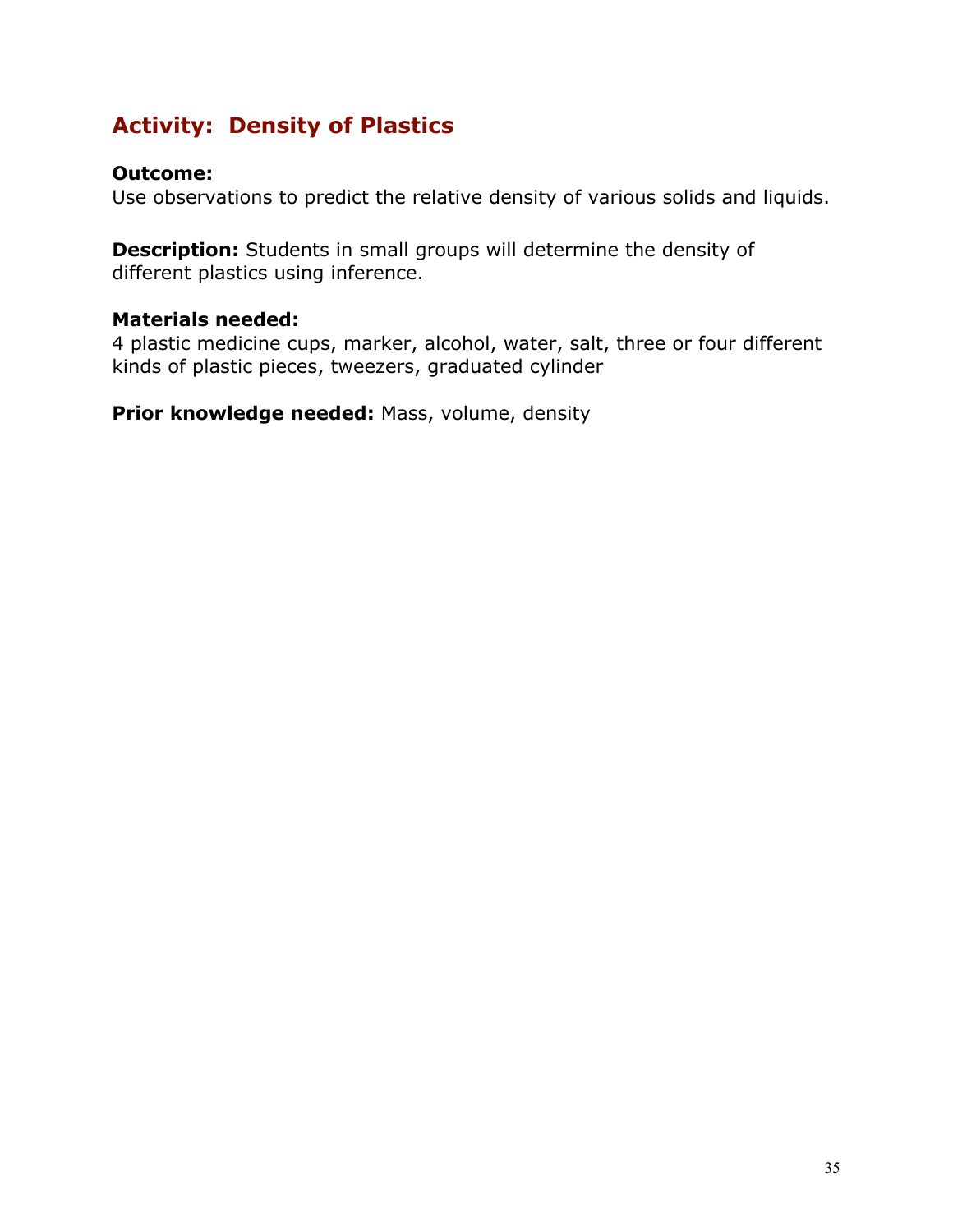## Activity: Density of Plastics

**Outcome:**
Use observations to predict the relative density of various solids and liquids.

**Description:** Students in small groups will determine the density of different plastics using inference.

**Materials needed:**
4 plastic medicine cups, marker, alcohol, water, salt, three or four different kinds of plastic pieces, tweezers, graduated cylinder

**Prior knowledge needed:** Mass, volume, density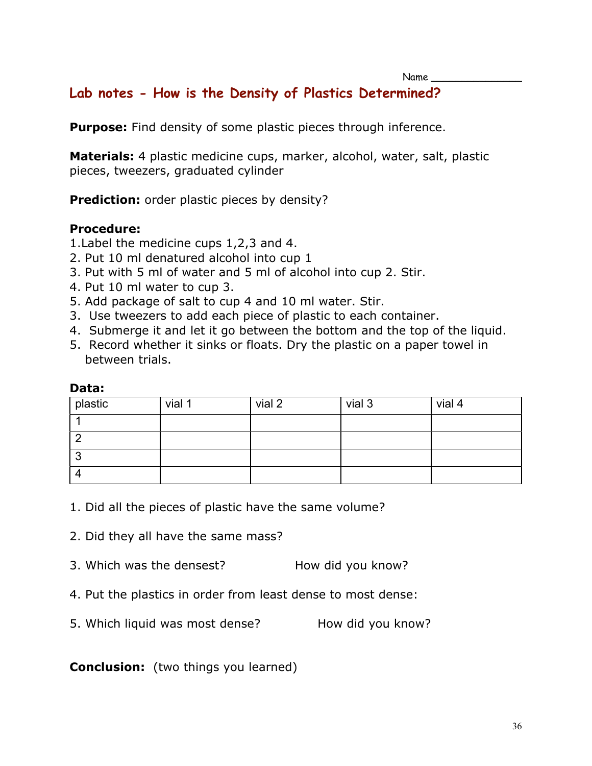Name ______________

## Lab notes - How is the Density of Plastics Determined?

**Purpose:** Find density of some plastic pieces through inference.

**Materials:** 4 plastic medicine cups, marker, alcohol, water, salt, plastic pieces, tweezers, graduated cylinder

**Prediction:** order plastic pieces by density?

**Procedure:**

1. Label the medicine cups 1,2,3 and 4.
2. Put 10 ml denatured alcohol into cup 1
3. Put with 5 ml of water and 5 ml of alcohol into cup 2. Stir.
4. Put 10 ml water to cup 3.
5. Add package of salt to cup 4 and 10 ml water. Stir.
3. Use tweezers to add each piece of plastic to each container.
4. Submerge it and let it go between the bottom and the top of the liquid.
5. Record whether it sinks or floats. Dry the plastic on a paper towel in between trials.

**Data:**

| plastic | vial 1 | vial 2 | vial 3 | vial 4 |
|---|---|---|---|---|
| 1 | | | | |
| 2 | | | | |
| 3 | | | | |
| 4 | | | | |

1. Did all the pieces of plastic have the same volume?

2. Did they all have the same mass?

3. Which was the densest? How did you know?

4. Put the plastics in order from least dense to most dense:

5. Which liquid was most dense? How did you know?

**Conclusion:** (two things you learned)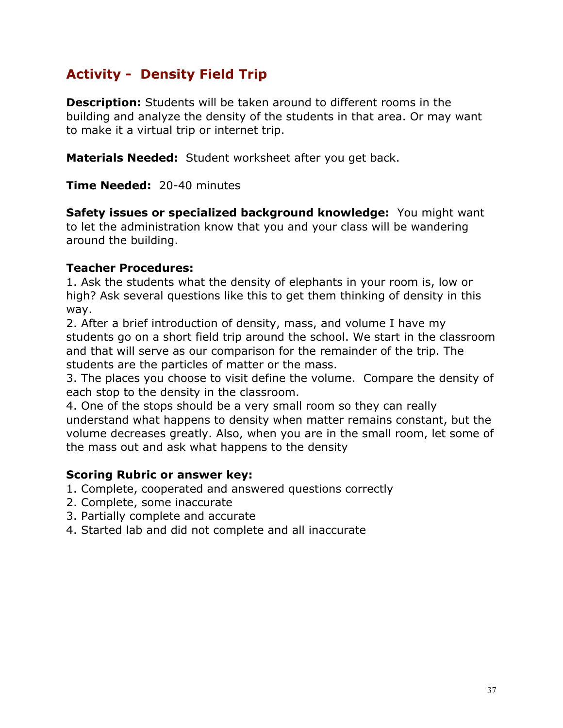## Activity - Density Field Trip

**Description:** Students will be taken around to different rooms in the building and analyze the density of the students in that area. Or may want to make it a virtual trip or internet trip.

**Materials Needed:** Student worksheet after you get back.

**Time Needed:** 20-40 minutes

**Safety issues or specialized background knowledge:** You might want to let the administration know that you and your class will be wandering around the building.

**Teacher Procedures:**

1. Ask the students what the density of elephants in your room is, low or high? Ask several questions like this to get them thinking of density in this way.
2. After a brief introduction of density, mass, and volume I have my students go on a short field trip around the school. We start in the classroom and that will serve as our comparison for the remainder of the trip. The students are the particles of matter or the mass.
3. The places you choose to visit define the volume. Compare the density of each stop to the density in the classroom.
4. One of the stops should be a very small room so they can really understand what happens to density when matter remains constant, but the volume decreases greatly. Also, when you are in the small room, let some of the mass out and ask what happens to the density

**Scoring Rubric or answer key:**

1. Complete, cooperated and answered questions correctly
2. Complete, some inaccurate
3. Partially complete and accurate
4. Started lab and did not complete and all inaccurate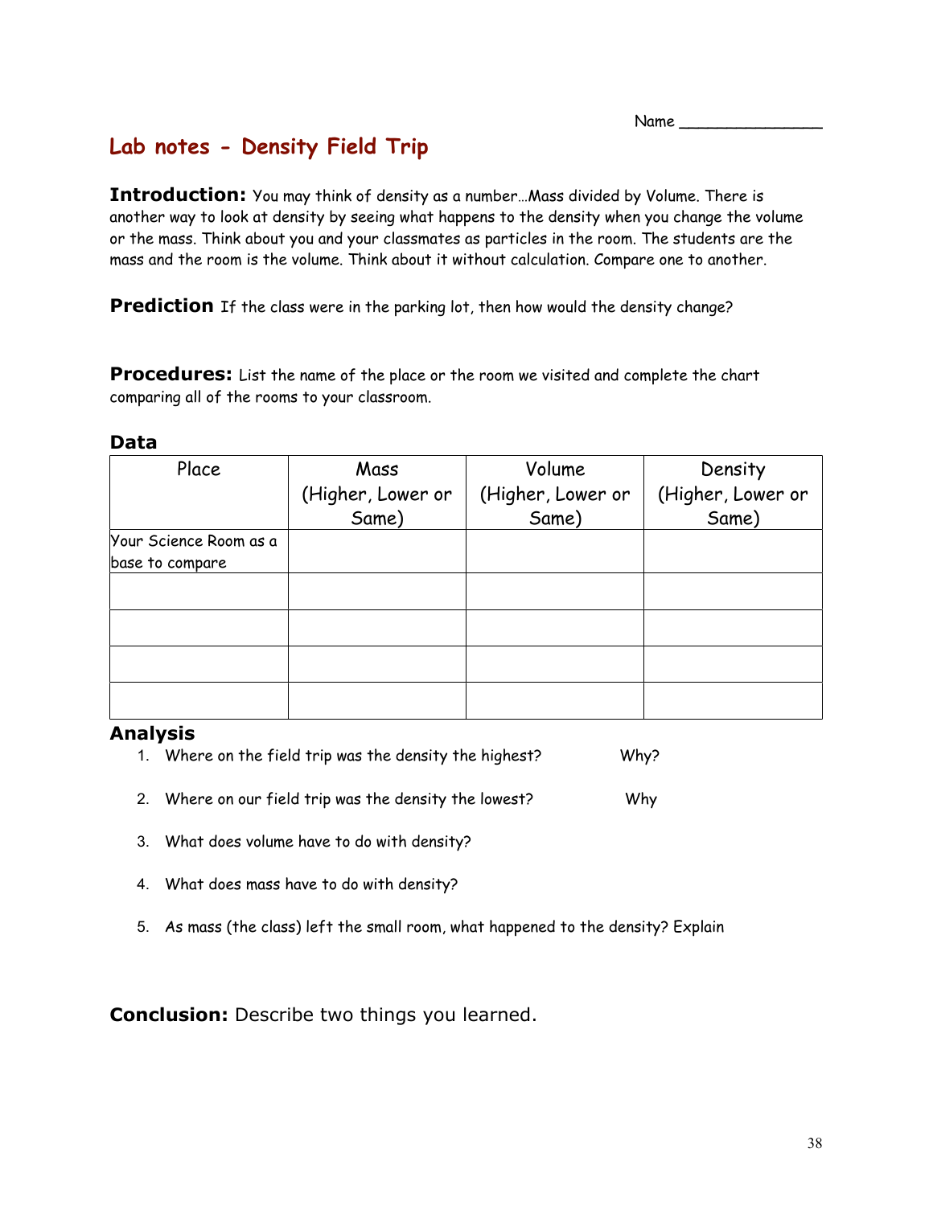Name _______________

# Lab notes - Density Field Trip

**Introduction:** You may think of density as a number…Mass divided by Volume. There is another way to look at density by seeing what happens to the density when you change the volume or the mass. Think about you and your classmates as particles in the room. The students are the mass and the room is the volume. Think about it without calculation. Compare one to another.

**Prediction** If the class were in the parking lot, then how would the density change?

**Procedures:** List the name of the place or the room we visited and complete the chart comparing all of the rooms to your classroom.

**Data**

| Place | Mass (Higher, Lower or Same) | Volume (Higher, Lower or Same) | Density (Higher, Lower or Same) |
|---|---|---|---|
| Your Science Room as a base to compare | | | |
| | | | |
| | | | |
| | | | |
| | | | |

**Analysis**

1. Where on the field trip was the density the highest? Why?
2. Where on our field trip was the density the lowest? Why
3. What does volume have to do with density?
4. What does mass have to do with density?
5. As mass (the class) left the small room, what happened to the density? Explain

**Conclusion:** Describe two things you learned.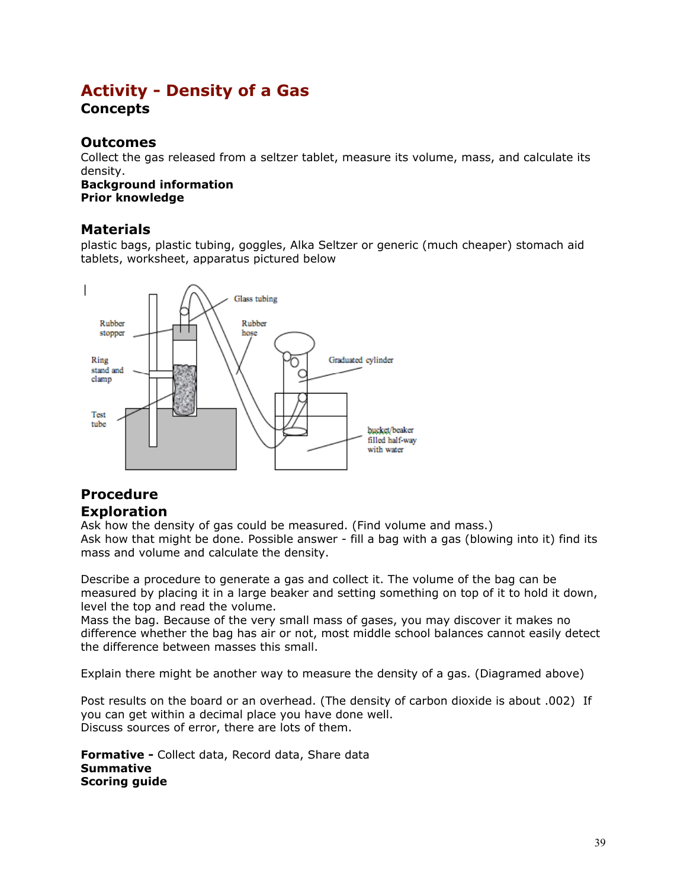# Activity - Density of a Gas

## Concepts

## Outcomes

Collect the gas released from a seltzer tablet, measure its volume, mass, and calculate its density.

**Background information**

**Prior knowledge**

## Materials

plastic bags, plastic tubing, goggles, Alka Seltzer or generic (much cheaper) stomach aid tablets, worksheet, apparatus pictured below

## Procedure

## Exploration

Ask how the density of gas could be measured. (Find volume and mass.)
Ask how that might be done. Possible answer - fill a bag with a gas (blowing into it) find its mass and volume and calculate the density.

Describe a procedure to generate a gas and collect it. The volume of the bag can be measured by placing it in a large beaker and setting something on top of it to hold it down, level the top and read the volume.
Mass the bag. Because of the very small mass of gases, you may discover it makes no difference whether the bag has air or not, most middle school balances cannot easily detect the difference between masses this small.

Explain there might be another way to measure the density of a gas. (Diagramed above)

Post results on the board or an overhead. (The density of carbon dioxide is about .002) If you can get within a decimal place you have done well.
Discuss sources of error, there are lots of them.

**Formative -** Collect data, Record data, Share data

**Summative**

**Scoring guide**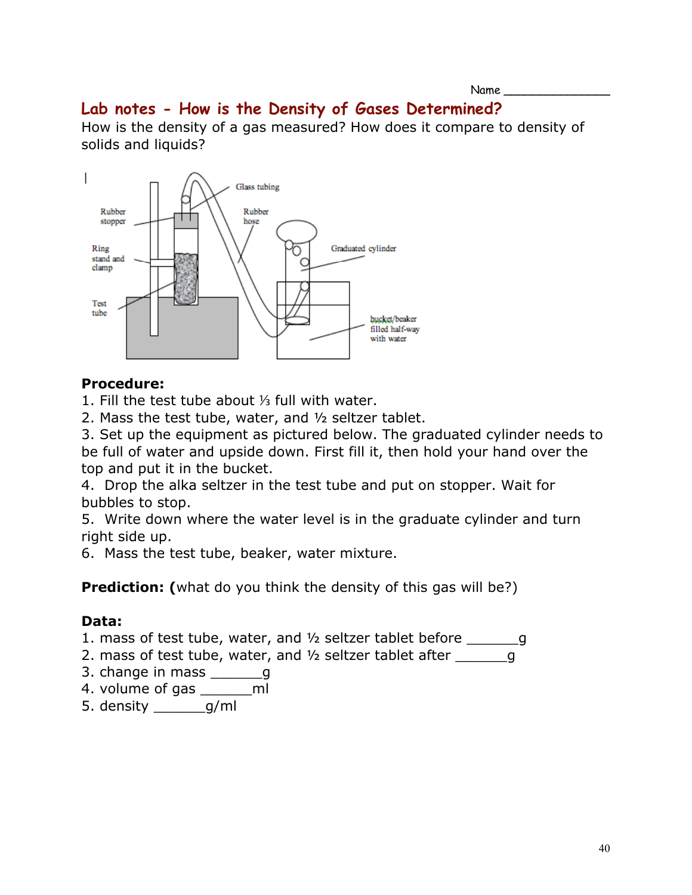Name _______________

## Lab notes - How is the Density of Gases Determined?

How is the density of a gas measured? How does it compare to density of solids and liquids?

Glass tubing

Rubber stopper

Rubber hose

Ring stand and clamp

Graduated cylinder

Test tube

bucket/beaker filled half-way with water

**Procedure:**

1. Fill the test tube about ⅓ full with water.
2. Mass the test tube, water, and ½ seltzer tablet.
3. Set up the equipment as pictured below. The graduated cylinder needs to be full of water and upside down. First fill it, then hold your hand over the top and put it in the bucket.
4. Drop the alka seltzer in the test tube and put on stopper. Wait for bubbles to stop.
5. Write down where the water level is in the graduate cylinder and turn right side up.
6. Mass the test tube, beaker, water mixture.

**Prediction: (**what do you think the density of this gas will be?)

**Data:**

1. mass of test tube, water, and ½ seltzer tablet before _______g
2. mass of test tube, water, and ½ seltzer tablet after _______g
3. change in mass _______g
4. volume of gas _______ml
5. density _______g/ml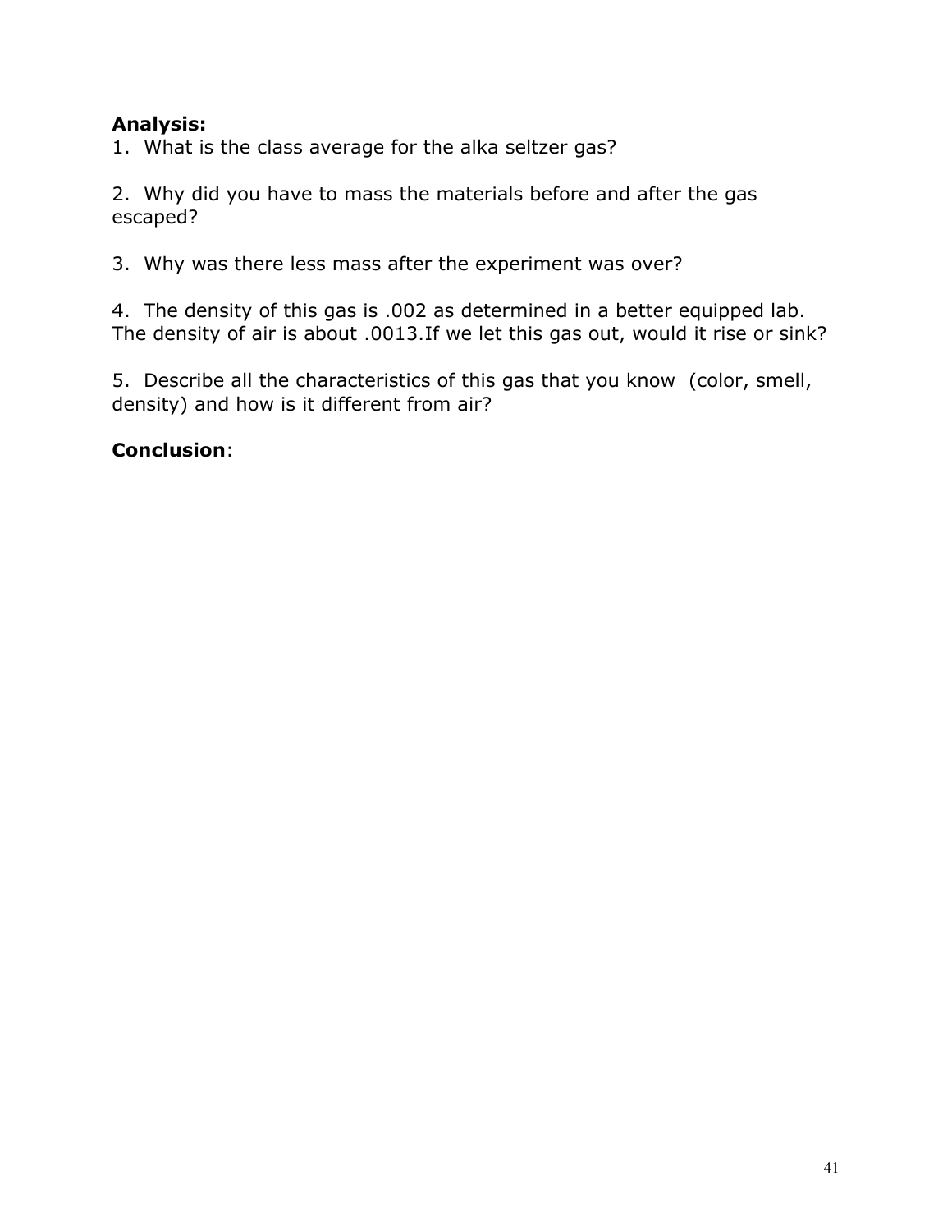**Analysis:**

1. What is the class average for the alka seltzer gas?

2. Why did you have to mass the materials before and after the gas escaped?

3. Why was there less mass after the experiment was over?

4. The density of this gas is .002 as determined in a better equipped lab. The density of air is about .0013.If we let this gas out, would it rise or sink?

5. Describe all the characteristics of this gas that you know (color, smell, density) and how is it different from air?

**Conclusion**: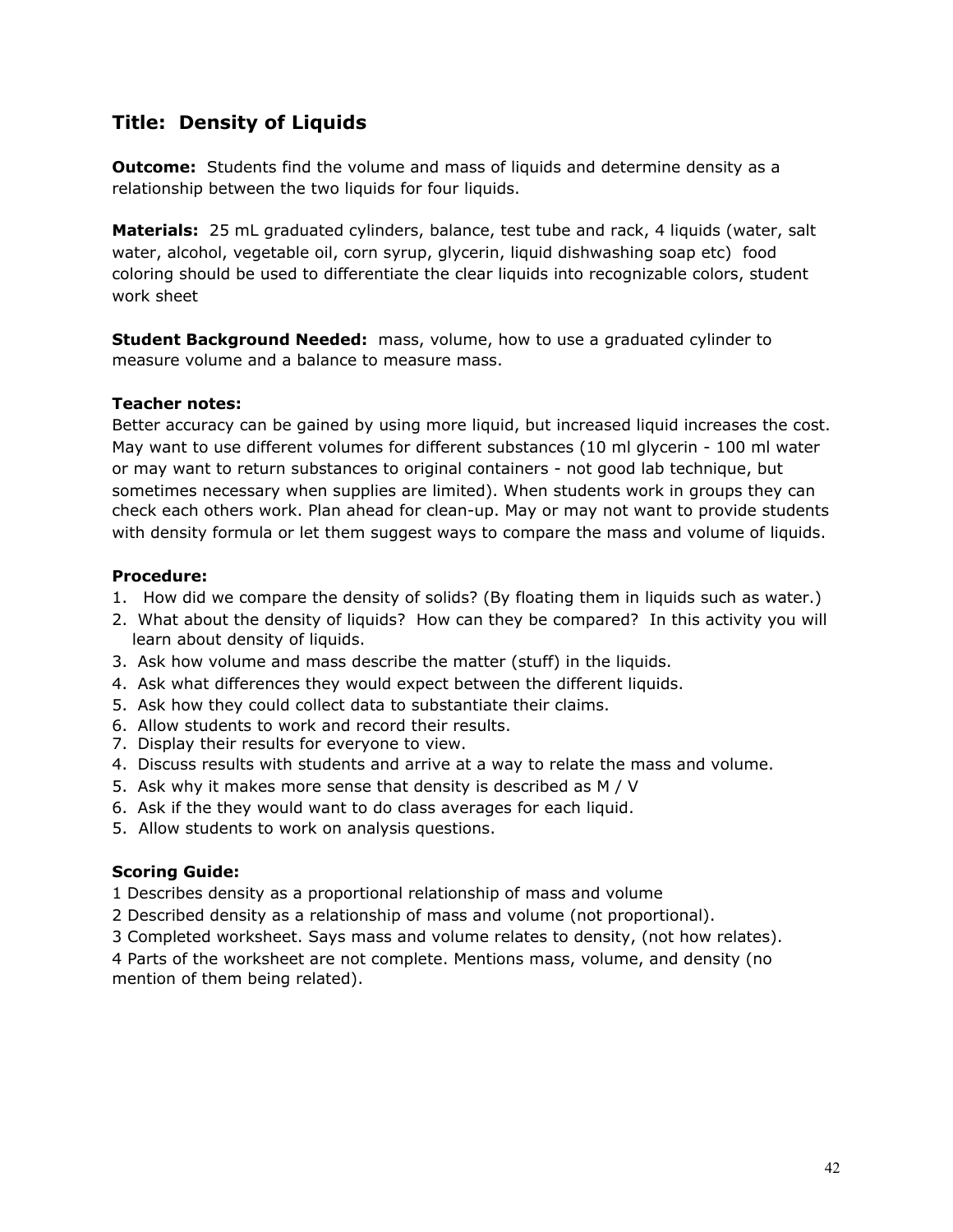## Title: Density of Liquids

**Outcome:** Students find the volume and mass of liquids and determine density as a relationship between the two liquids for four liquids.

**Materials:** 25 mL graduated cylinders, balance, test tube and rack, 4 liquids (water, salt water, alcohol, vegetable oil, corn syrup, glycerin, liquid dishwashing soap etc) food coloring should be used to differentiate the clear liquids into recognizable colors, student work sheet

**Student Background Needed:** mass, volume, how to use a graduated cylinder to measure volume and a balance to measure mass.

**Teacher notes:**

Better accuracy can be gained by using more liquid, but increased liquid increases the cost. May want to use different volumes for different substances (10 ml glycerin - 100 ml water or may want to return substances to original containers - not good lab technique, but sometimes necessary when supplies are limited). When students work in groups they can check each others work. Plan ahead for clean-up. May or may not want to provide students with density formula or let them suggest ways to compare the mass and volume of liquids.

**Procedure:**

1. How did we compare the density of solids? (By floating them in liquids such as water.)
2. What about the density of liquids? How can they be compared? In this activity you will learn about density of liquids.
3. Ask how volume and mass describe the matter (stuff) in the liquids.
4. Ask what differences they would expect between the different liquids.
5. Ask how they could collect data to substantiate their claims.
6. Allow students to work and record their results.
7. Display their results for everyone to view.

4. Discuss results with students and arrive at a way to relate the mass and volume.
5. Ask why it makes more sense that density is described as M / V
6. Ask if the they would want to do class averages for each liquid.
5. Allow students to work on analysis questions.

**Scoring Guide:**

1 Describes density as a proportional relationship of mass and volume

2 Described density as a relationship of mass and volume (not proportional).

3 Completed worksheet. Says mass and volume relates to density, (not how relates).

4 Parts of the worksheet are not complete. Mentions mass, volume, and density (no mention of them being related).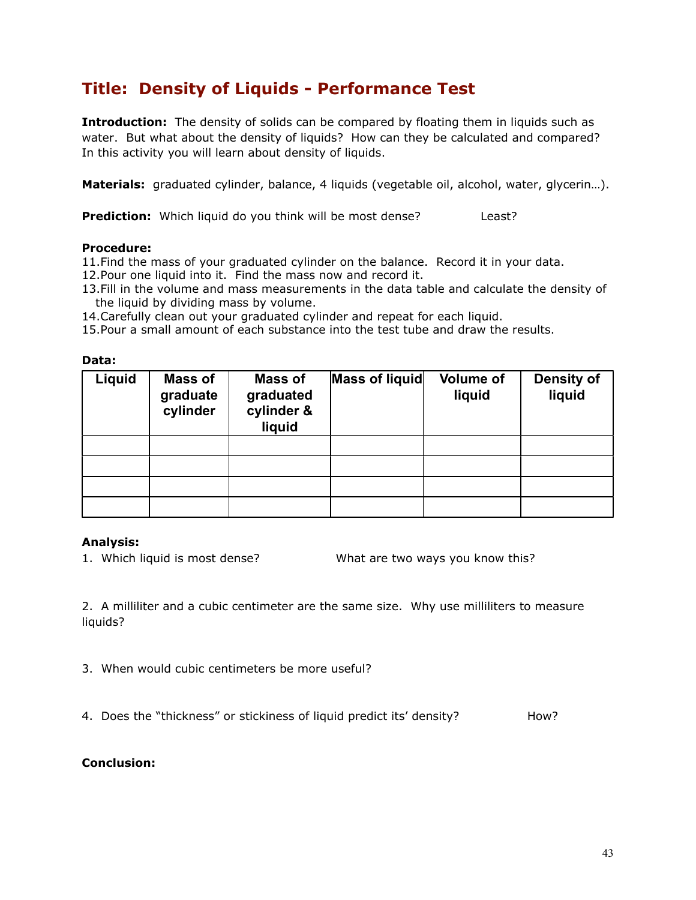# Title: Density of Liquids - Performance Test

**Introduction:** The density of solids can be compared by floating them in liquids such as water. But what about the density of liquids? How can they be calculated and compared? In this activity you will learn about density of liquids.

**Materials:** graduated cylinder, balance, 4 liquids (vegetable oil, alcohol, water, glycerin…).

**Prediction:** Which liquid do you think will be most dense? Least?

**Procedure:**

11. Find the mass of your graduated cylinder on the balance. Record it in your data.
12. Pour one liquid into it. Find the mass now and record it.
13. Fill in the volume and mass measurements in the data table and calculate the density of the liquid by dividing mass by volume.
14. Carefully clean out your graduated cylinder and repeat for each liquid.
15. Pour a small amount of each substance into the test tube and draw the results.

**Data:**

| Liquid | Mass of graduate cylinder | Mass of graduated cylinder & liquid | Mass of liquid | Volume of liquid | Density of liquid |
|---|---|---|---|---|---|
| | | | | | |
| | | | | | |
| | | | | | |
| | | | | | |

**Analysis:**

1. Which liquid is most dense? What are two ways you know this?

2. A milliliter and a cubic centimeter are the same size. Why use milliliters to measure liquids?

3. When would cubic centimeters be more useful?

4. Does the "thickness" or stickiness of liquid predict its' density? How?

**Conclusion:**